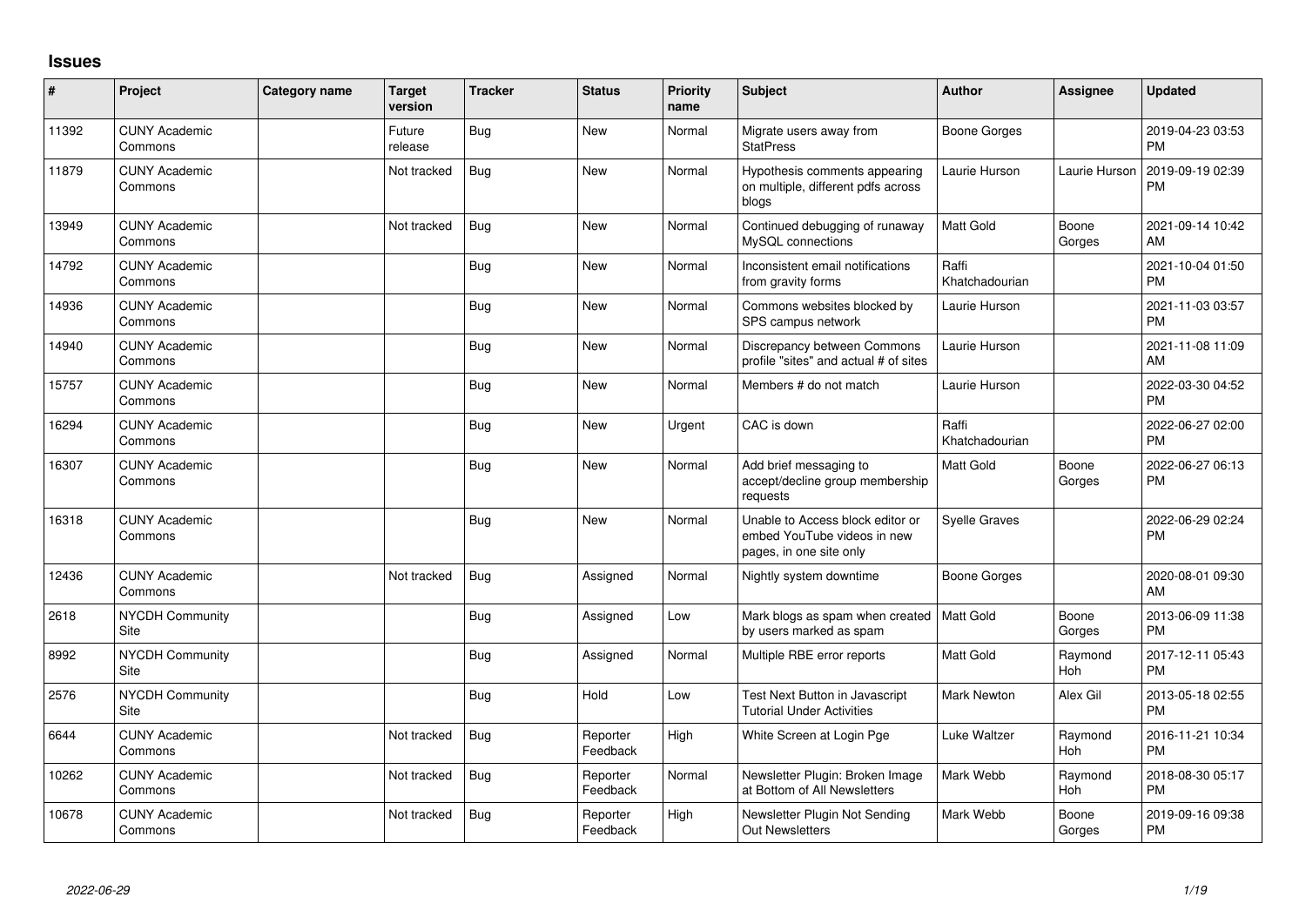## Issues

| # | Project | Category name | Target version | Tracker | Status | Priority name | Subject | Author | Assignee | Updated |
|---|---|---|---|---|---|---|---|---|---|---|
| 11392 | CUNY Academic Commons | | Future release | Bug | New | Normal | Migrate users away from StatPress | Boone Gorges | | 2019-04-23 03:53 PM |
| 11879 | CUNY Academic Commons | | Not tracked | Bug | New | Normal | Hypothesis comments appearing on multiple, different pdfs across blogs | Laurie Hurson | Laurie Hurson | 2019-09-19 02:39 PM |
| 13949 | CUNY Academic Commons | | Not tracked | Bug | New | Normal | Continued debugging of runaway MySQL connections | Matt Gold | Boone Gorges | 2021-09-14 10:42 AM |
| 14792 | CUNY Academic Commons | | | Bug | New | Normal | Inconsistent email notifications from gravity forms | Raffi Khatchadourian | | 2021-10-04 01:50 PM |
| 14936 | CUNY Academic Commons | | | Bug | New | Normal | Commons websites blocked by SPS campus network | Laurie Hurson | | 2021-11-03 03:57 PM |
| 14940 | CUNY Academic Commons | | | Bug | New | Normal | Discrepancy between Commons profile "sites" and actual # of sites | Laurie Hurson | | 2021-11-08 11:09 AM |
| 15757 | CUNY Academic Commons | | | Bug | New | Normal | Members # do not match | Laurie Hurson | | 2022-03-30 04:52 PM |
| 16294 | CUNY Academic Commons | | | Bug | New | Urgent | CAC is down | Raffi Khatchadourian | | 2022-06-27 02:00 PM |
| 16307 | CUNY Academic Commons | | | Bug | New | Normal | Add brief messaging to accept/decline group membership requests | Matt Gold | Boone Gorges | 2022-06-27 06:13 PM |
| 16318 | CUNY Academic Commons | | | Bug | New | Normal | Unable to Access block editor or embed YouTube videos in new pages, in one site only | Syelle Graves | | 2022-06-29 02:24 PM |
| 12436 | CUNY Academic Commons | | Not tracked | Bug | Assigned | Normal | Nightly system downtime | Boone Gorges | | 2020-08-01 09:30 AM |
| 2618 | NYCDH Community Site | | | Bug | Assigned | Low | Mark blogs as spam when created by users marked as spam | Matt Gold | Boone Gorges | 2013-06-09 11:38 PM |
| 8992 | NYCDH Community Site | | | Bug | Assigned | Normal | Multiple RBE error reports | Matt Gold | Raymond Hoh | 2017-12-11 05:43 PM |
| 2576 | NYCDH Community Site | | | Bug | Hold | Low | Test Next Button in Javascript Tutorial Under Activities | Mark Newton | Alex Gil | 2013-05-18 02:55 PM |
| 6644 | CUNY Academic Commons | | Not tracked | Bug | Reporter Feedback | High | White Screen at Login Pge | Luke Waltzer | Raymond Hoh | 2016-11-21 10:34 PM |
| 10262 | CUNY Academic Commons | | Not tracked | Bug | Reporter Feedback | Normal | Newsletter Plugin: Broken Image at Bottom of All Newsletters | Mark Webb | Raymond Hoh | 2018-08-30 05:17 PM |
| 10678 | CUNY Academic Commons | | Not tracked | Bug | Reporter Feedback | High | Newsletter Plugin Not Sending Out Newsletters | Mark Webb | Boone Gorges | 2019-09-16 09:38 PM |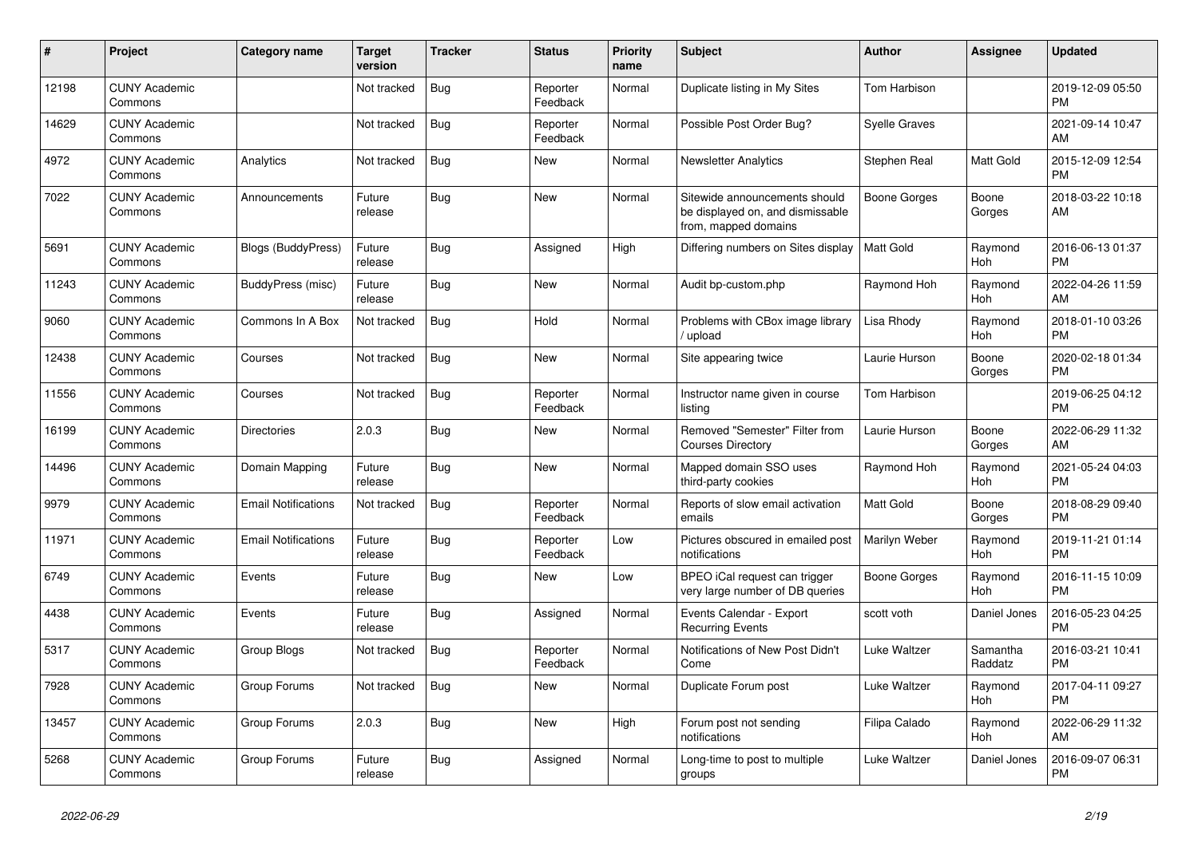| # | Project | Category name | Target version | Tracker | Status | Priority name | Subject | Author | Assignee | Updated |
|---|---|---|---|---|---|---|---|---|---|---|
| 12198 | CUNY Academic Commons | | Not tracked | Bug | Reporter Feedback | Normal | Duplicate listing in My Sites | Tom Harbison | | 2019-12-09 05:50 PM |
| 14629 | CUNY Academic Commons | | Not tracked | Bug | Reporter Feedback | Normal | Possible Post Order Bug? | Syelle Graves | | 2021-09-14 10:47 AM |
| 4972 | CUNY Academic Commons | Analytics | Not tracked | Bug | New | Normal | Newsletter Analytics | Stephen Real | Matt Gold | 2015-12-09 12:54 PM |
| 7022 | CUNY Academic Commons | Announcements | Future release | Bug | New | Normal | Sitewide announcements should be displayed on, and dismissable from, mapped domains | Boone Gorges | Boone Gorges | 2018-03-22 10:18 AM |
| 5691 | CUNY Academic Commons | Blogs (BuddyPress) | Future release | Bug | Assigned | High | Differing numbers on Sites display | Matt Gold | Raymond Hoh | 2016-06-13 01:37 PM |
| 11243 | CUNY Academic Commons | BuddyPress (misc) | Future release | Bug | New | Normal | Audit bp-custom.php | Raymond Hoh | Raymond Hoh | 2022-04-26 11:59 AM |
| 9060 | CUNY Academic Commons | Commons In A Box | Not tracked | Bug | Hold | Normal | Problems with CBox image library / upload | Lisa Rhody | Raymond Hoh | 2018-01-10 03:26 PM |
| 12438 | CUNY Academic Commons | Courses | Not tracked | Bug | New | Normal | Site appearing twice | Laurie Hurson | Boone Gorges | 2020-02-18 01:34 PM |
| 11556 | CUNY Academic Commons | Courses | Not tracked | Bug | Reporter Feedback | Normal | Instructor name given in course listing | Tom Harbison | | 2019-06-25 04:12 PM |
| 16199 | CUNY Academic Commons | Directories | 2.0.3 | Bug | New | Normal | Removed "Semester" Filter from Courses Directory | Laurie Hurson | Boone Gorges | 2022-06-29 11:32 AM |
| 14496 | CUNY Academic Commons | Domain Mapping | Future release | Bug | New | Normal | Mapped domain SSO uses third-party cookies | Raymond Hoh | Raymond Hoh | 2021-05-24 04:03 PM |
| 9979 | CUNY Academic Commons | Email Notifications | Not tracked | Bug | Reporter Feedback | Normal | Reports of slow email activation emails | Matt Gold | Boone Gorges | 2018-08-29 09:40 PM |
| 11971 | CUNY Academic Commons | Email Notifications | Future release | Bug | Reporter Feedback | Low | Pictures obscured in emailed post notifications | Marilyn Weber | Raymond Hoh | 2019-11-21 01:14 PM |
| 6749 | CUNY Academic Commons | Events | Future release | Bug | New | Low | BPEO iCal request can trigger very large number of DB queries | Boone Gorges | Raymond Hoh | 2016-11-15 10:09 PM |
| 4438 | CUNY Academic Commons | Events | Future release | Bug | Assigned | Normal | Events Calendar - Export Recurring Events | scott voth | Daniel Jones | 2016-05-23 04:25 PM |
| 5317 | CUNY Academic Commons | Group Blogs | Not tracked | Bug | Reporter Feedback | Normal | Notifications of New Post Didn't Come | Luke Waltzer | Samantha Raddatz | 2016-03-21 10:41 PM |
| 7928 | CUNY Academic Commons | Group Forums | Not tracked | Bug | New | Normal | Duplicate Forum post | Luke Waltzer | Raymond Hoh | 2017-04-11 09:27 PM |
| 13457 | CUNY Academic Commons | Group Forums | 2.0.3 | Bug | New | High | Forum post not sending notifications | Filipa Calado | Raymond Hoh | 2022-06-29 11:32 AM |
| 5268 | CUNY Academic Commons | Group Forums | Future release | Bug | Assigned | Normal | Long-time to post to multiple groups | Luke Waltzer | Daniel Jones | 2016-09-07 06:31 PM |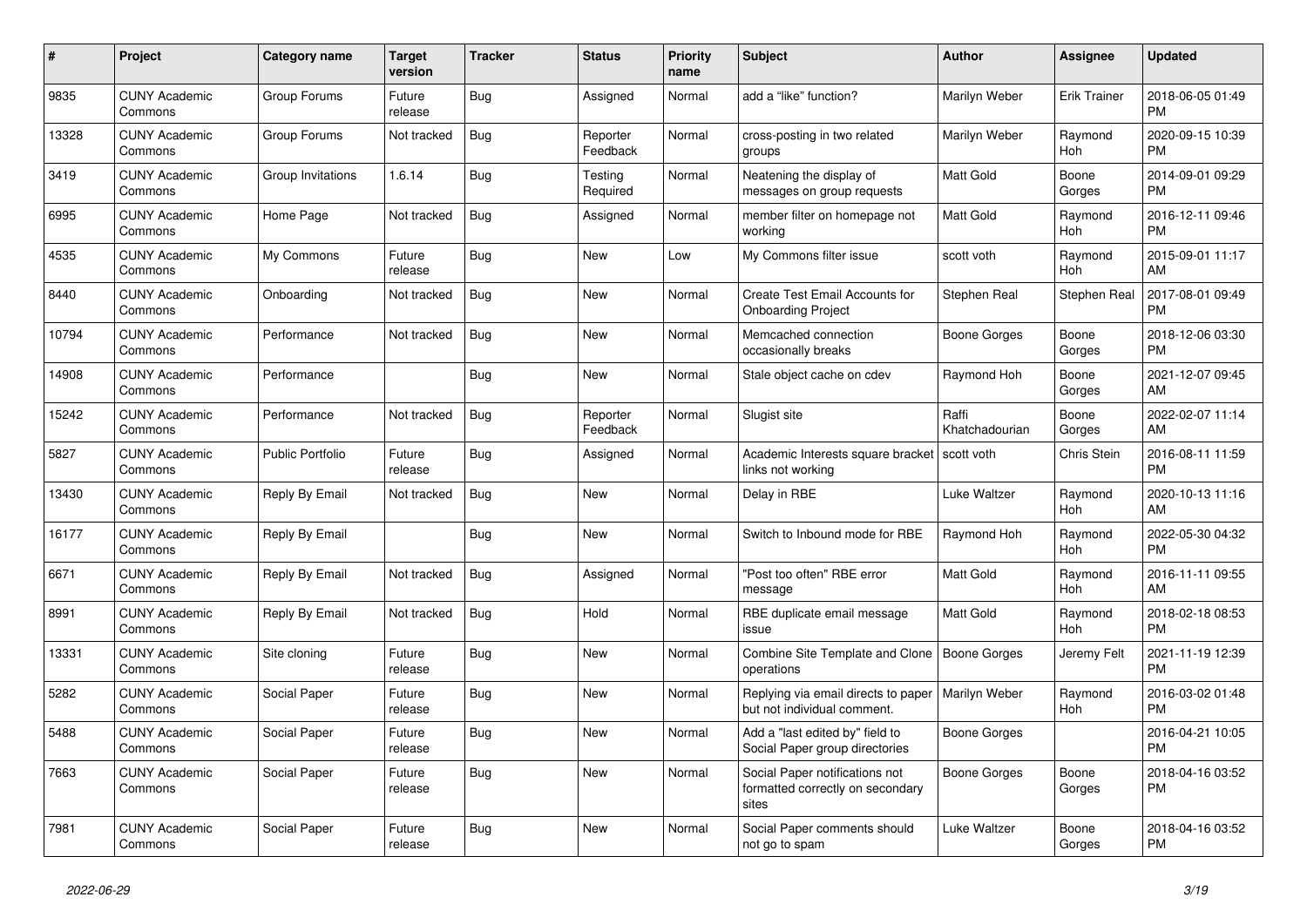| # | Project | Category name | Target version | Tracker | Status | Priority name | Subject | Author | Assignee | Updated |
|---|---|---|---|---|---|---|---|---|---|---|
| 9835 | CUNY Academic Commons | Group Forums | Future release | Bug | Assigned | Normal | add a “like” function? | Marilyn Weber | Erik Trainer | 2018-06-05 01:49 PM |
| 13328 | CUNY Academic Commons | Group Forums | Not tracked | Bug | Reporter Feedback | Normal | cross-posting in two related groups | Marilyn Weber | Raymond Hoh | 2020-09-15 10:39 PM |
| 3419 | CUNY Academic Commons | Group Invitations | 1.6.14 | Bug | Testing Required | Normal | Neatening the display of messages on group requests | Matt Gold | Boone Gorges | 2014-09-01 09:29 PM |
| 6995 | CUNY Academic Commons | Home Page | Not tracked | Bug | Assigned | Normal | member filter on homepage not working | Matt Gold | Raymond Hoh | 2016-12-11 09:46 PM |
| 4535 | CUNY Academic Commons | My Commons | Future release | Bug | New | Low | My Commons filter issue | scott voth | Raymond Hoh | 2015-09-01 11:17 AM |
| 8440 | CUNY Academic Commons | Onboarding | Not tracked | Bug | New | Normal | Create Test Email Accounts for Onboarding Project | Stephen Real | Stephen Real | 2017-08-01 09:49 PM |
| 10794 | CUNY Academic Commons | Performance | Not tracked | Bug | New | Normal | Memcached connection occasionally breaks | Boone Gorges | Boone Gorges | 2018-12-06 03:30 PM |
| 14908 | CUNY Academic Commons | Performance | | Bug | New | Normal | Stale object cache on cdev | Raymond Hoh | Boone Gorges | 2021-12-07 09:45 AM |
| 15242 | CUNY Academic Commons | Performance | Not tracked | Bug | Reporter Feedback | Normal | Slugist site | Raffi Khatchadourian | Boone Gorges | 2022-02-07 11:14 AM |
| 5827 | CUNY Academic Commons | Public Portfolio | Future release | Bug | Assigned | Normal | Academic Interests square bracket links not working | scott voth | Chris Stein | 2016-08-11 11:59 PM |
| 13430 | CUNY Academic Commons | Reply By Email | Not tracked | Bug | New | Normal | Delay in RBE | Luke Waltzer | Raymond Hoh | 2020-10-13 11:16 AM |
| 16177 | CUNY Academic Commons | Reply By Email | | Bug | New | Normal | Switch to Inbound mode for RBE | Raymond Hoh | Raymond Hoh | 2022-05-30 04:32 PM |
| 6671 | CUNY Academic Commons | Reply By Email | Not tracked | Bug | Assigned | Normal | "Post too often" RBE error message | Matt Gold | Raymond Hoh | 2016-11-11 09:55 AM |
| 8991 | CUNY Academic Commons | Reply By Email | Not tracked | Bug | Hold | Normal | RBE duplicate email message issue | Matt Gold | Raymond Hoh | 2018-02-18 08:53 PM |
| 13331 | CUNY Academic Commons | Site cloning | Future release | Bug | New | Normal | Combine Site Template and Clone operations | Boone Gorges | Jeremy Felt | 2021-11-19 12:39 PM |
| 5282 | CUNY Academic Commons | Social Paper | Future release | Bug | New | Normal | Replying via email directs to paper but not individual comment. | Marilyn Weber | Raymond Hoh | 2016-03-02 01:48 PM |
| 5488 | CUNY Academic Commons | Social Paper | Future release | Bug | New | Normal | Add a "last edited by" field to Social Paper group directories | Boone Gorges | | 2016-04-21 10:05 PM |
| 7663 | CUNY Academic Commons | Social Paper | Future release | Bug | New | Normal | Social Paper notifications not formatted correctly on secondary sites | Boone Gorges | Boone Gorges | 2018-04-16 03:52 PM |
| 7981 | CUNY Academic Commons | Social Paper | Future release | Bug | New | Normal | Social Paper comments should not go to spam | Luke Waltzer | Boone Gorges | 2018-04-16 03:52 PM |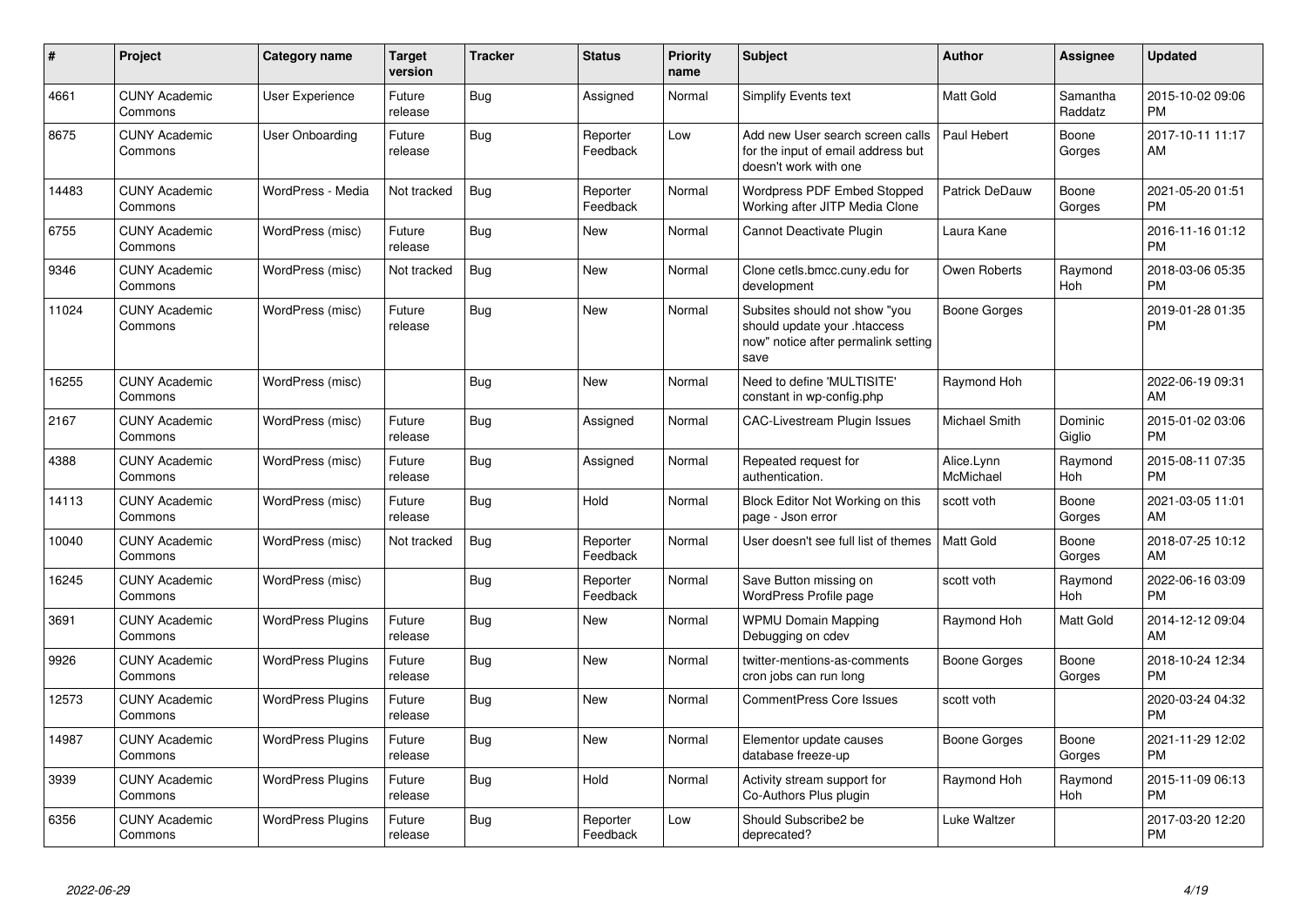| # | Project | Category name | Target version | Tracker | Status | Priority name | Subject | Author | Assignee | Updated |
|---|---|---|---|---|---|---|---|---|---|---|
| 4661 | CUNY Academic Commons | User Experience | Future release | Bug | Assigned | Normal | Simplify Events text | Matt Gold | Samantha Raddatz | 2015-10-02 09:06 PM |
| 8675 | CUNY Academic Commons | User Onboarding | Future release | Bug | Reporter Feedback | Low | Add new User search screen calls for the input of email address but doesn't work with one | Paul Hebert | Boone Gorges | 2017-10-11 11:17 AM |
| 14483 | CUNY Academic Commons | WordPress - Media | Not tracked | Bug | Reporter Feedback | Normal | Wordpress PDF Embed Stopped Working after JITP Media Clone | Patrick DeDauw | Boone Gorges | 2021-05-20 01:51 PM |
| 6755 | CUNY Academic Commons | WordPress (misc) | Future release | Bug | New | Normal | Cannot Deactivate Plugin | Laura Kane | | 2016-11-16 01:12 PM |
| 9346 | CUNY Academic Commons | WordPress (misc) | Not tracked | Bug | New | Normal | Clone cetls.bmcc.cuny.edu for development | Owen Roberts | Raymond Hoh | 2018-03-06 05:35 PM |
| 11024 | CUNY Academic Commons | WordPress (misc) | Future release | Bug | New | Normal | Subsites should not show "you should update your .htaccess now" notice after permalink setting save | Boone Gorges | | 2019-01-28 01:35 PM |
| 16255 | CUNY Academic Commons | WordPress (misc) | | Bug | New | Normal | Need to define 'MULTISITE' constant in wp-config.php | Raymond Hoh | | 2022-06-19 09:31 AM |
| 2167 | CUNY Academic Commons | WordPress (misc) | Future release | Bug | Assigned | Normal | CAC-Livestream Plugin Issues | Michael Smith | Dominic Giglio | 2015-01-02 03:06 PM |
| 4388 | CUNY Academic Commons | WordPress (misc) | Future release | Bug | Assigned | Normal | Repeated request for authentication. | Alice.Lynn McMichael | Raymond Hoh | 2015-08-11 07:35 PM |
| 14113 | CUNY Academic Commons | WordPress (misc) | Future release | Bug | Hold | Normal | Block Editor Not Working on this page - Json error | scott voth | Boone Gorges | 2021-03-05 11:01 AM |
| 10040 | CUNY Academic Commons | WordPress (misc) | Not tracked | Bug | Reporter Feedback | Normal | User doesn't see full list of themes | Matt Gold | Boone Gorges | 2018-07-25 10:12 AM |
| 16245 | CUNY Academic Commons | WordPress (misc) | | Bug | Reporter Feedback | Normal | Save Button missing on WordPress Profile page | scott voth | Raymond Hoh | 2022-06-16 03:09 PM |
| 3691 | CUNY Academic Commons | WordPress Plugins | Future release | Bug | New | Normal | WPMU Domain Mapping Debugging on cdev | Raymond Hoh | Matt Gold | 2014-12-12 09:04 AM |
| 9926 | CUNY Academic Commons | WordPress Plugins | Future release | Bug | New | Normal | twitter-mentions-as-comments cron jobs can run long | Boone Gorges | Boone Gorges | 2018-10-24 12:34 PM |
| 12573 | CUNY Academic Commons | WordPress Plugins | Future release | Bug | New | Normal | CommentPress Core Issues | scott voth | | 2020-03-24 04:32 PM |
| 14987 | CUNY Academic Commons | WordPress Plugins | Future release | Bug | New | Normal | Elementor update causes database freeze-up | Boone Gorges | Boone Gorges | 2021-11-29 12:02 PM |
| 3939 | CUNY Academic Commons | WordPress Plugins | Future release | Bug | Hold | Normal | Activity stream support for Co-Authors Plus plugin | Raymond Hoh | Raymond Hoh | 2015-11-09 06:13 PM |
| 6356 | CUNY Academic Commons | WordPress Plugins | Future release | Bug | Reporter Feedback | Low | Should Subscribe2 be deprecated? | Luke Waltzer | | 2017-03-20 12:20 PM |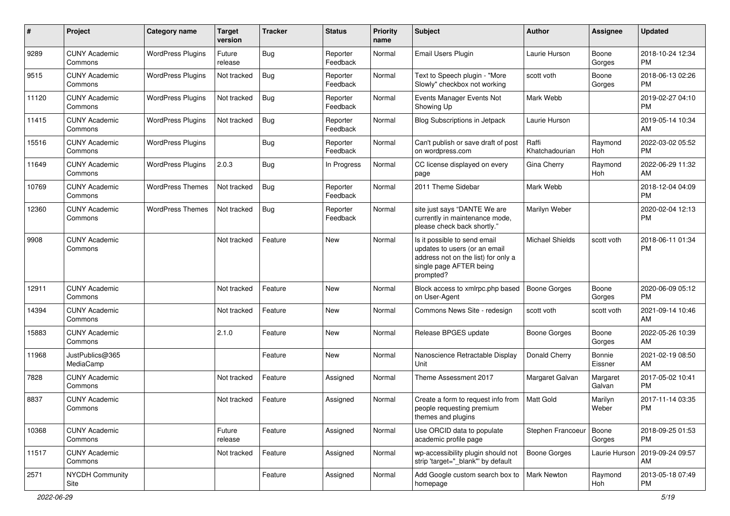| # | Project | Category name | Target version | Tracker | Status | Priority name | Subject | Author | Assignee | Updated |
|---|---|---|---|---|---|---|---|---|---|---|
| 9289 | CUNY Academic Commons | WordPress Plugins | Future release | Bug | Reporter Feedback | Normal | Email Users Plugin | Laurie Hurson | Boone Gorges | 2018-10-24 12:34 PM |
| 9515 | CUNY Academic Commons | WordPress Plugins | Not tracked | Bug | Reporter Feedback | Normal | Text to Speech plugin - "More Slowly" checkbox not working | scott voth | Boone Gorges | 2018-06-13 02:26 PM |
| 11120 | CUNY Academic Commons | WordPress Plugins | Not tracked | Bug | Reporter Feedback | Normal | Events Manager Events Not Showing Up | Mark Webb | | 2019-02-27 04:10 PM |
| 11415 | CUNY Academic Commons | WordPress Plugins | Not tracked | Bug | Reporter Feedback | Normal | Blog Subscriptions in Jetpack | Laurie Hurson | | 2019-05-14 10:34 AM |
| 15516 | CUNY Academic Commons | WordPress Plugins | | Bug | Reporter Feedback | Normal | Can't publish or save draft of post on wordpress.com | Raffi Khatchadourian | Raymond Hoh | 2022-03-02 05:52 PM |
| 11649 | CUNY Academic Commons | WordPress Plugins | 2.0.3 | Bug | In Progress | Normal | CC license displayed on every page | Gina Cherry | Raymond Hoh | 2022-06-29 11:32 AM |
| 10769 | CUNY Academic Commons | WordPress Themes | Not tracked | Bug | Reporter Feedback | Normal | 2011 Theme Sidebar | Mark Webb | | 2018-12-04 04:09 PM |
| 12360 | CUNY Academic Commons | WordPress Themes | Not tracked | Bug | Reporter Feedback | Normal | site just says "DANTE We are currently in maintenance mode, please check back shortly." | Marilyn Weber | | 2020-02-04 12:13 PM |
| 9908 | CUNY Academic Commons | | Not tracked | Feature | New | Normal | Is it possible to send email updates to users (or an email address not on the list) for only a single page AFTER being prompted? | Michael Shields | scott voth | 2018-06-11 01:34 PM |
| 12911 | CUNY Academic Commons | | Not tracked | Feature | New | Normal | Block access to xmlrpc.php based on User-Agent | Boone Gorges | Boone Gorges | 2020-06-09 05:12 PM |
| 14394 | CUNY Academic Commons | | Not tracked | Feature | New | Normal | Commons News Site - redesign | scott voth | scott voth | 2021-09-14 10:46 AM |
| 15883 | CUNY Academic Commons | | 2.1.0 | Feature | New | Normal | Release BPGES update | Boone Gorges | Boone Gorges | 2022-05-26 10:39 AM |
| 11968 | JustPublics@365 MediaCamp | | | Feature | New | Normal | Nanoscience Retractable Display Unit | Donald Cherry | Bonnie Eissner | 2021-02-19 08:50 AM |
| 7828 | CUNY Academic Commons | | Not tracked | Feature | Assigned | Normal | Theme Assessment 2017 | Margaret Galvan | Margaret Galvan | 2017-05-02 10:41 PM |
| 8837 | CUNY Academic Commons | | Not tracked | Feature | Assigned | Normal | Create a form to request info from people requesting premium themes and plugins | Matt Gold | Marilyn Weber | 2017-11-14 03:35 PM |
| 10368 | CUNY Academic Commons | | Future release | Feature | Assigned | Normal | Use ORCID data to populate academic profile page | Stephen Francoeur | Boone Gorges | 2018-09-25 01:53 PM |
| 11517 | CUNY Academic Commons | | Not tracked | Feature | Assigned | Normal | wp-accessibility plugin should not strip 'target="_blank"' by default | Boone Gorges | Laurie Hurson | 2019-09-24 09:57 AM |
| 2571 | NYCDH Community Site | | | Feature | Assigned | Normal | Add Google custom search box to homepage | Mark Newton | Raymond Hoh | 2013-05-18 07:49 PM |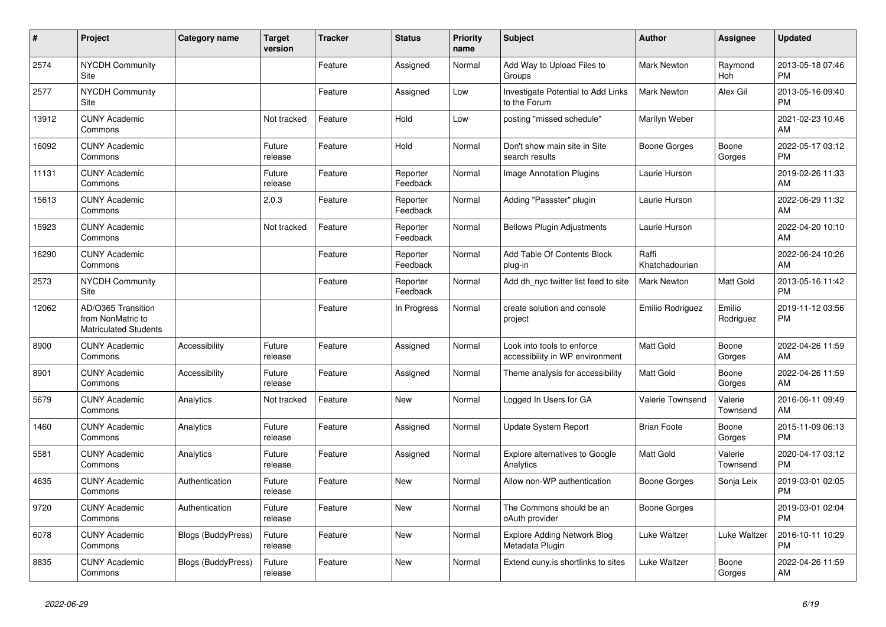| # | Project | Category name | Target version | Tracker | Status | Priority name | Subject | Author | Assignee | Updated |
|---|---|---|---|---|---|---|---|---|---|---|
| 2574 | NYCDH Community Site | | | Feature | Assigned | Normal | Add Way to Upload Files to Groups | Mark Newton | Raymond Hoh | 2013-05-18 07:46 PM |
| 2577 | NYCDH Community Site | | | Feature | Assigned | Low | Investigate Potential to Add Links to the Forum | Mark Newton | Alex Gil | 2013-05-16 09:40 PM |
| 13912 | CUNY Academic Commons | | Not tracked | Feature | Hold | Low | posting "missed schedule" | Marilyn Weber | | 2021-02-23 10:46 AM |
| 16092 | CUNY Academic Commons | | Future release | Feature | Hold | Normal | Don't show main site in Site search results | Boone Gorges | Boone Gorges | 2022-05-17 03:12 PM |
| 11131 | CUNY Academic Commons | | Future release | Feature | Reporter Feedback | Normal | Image Annotation Plugins | Laurie Hurson | | 2019-02-26 11:33 AM |
| 15613 | CUNY Academic Commons | | 2.0.3 | Feature | Reporter Feedback | Normal | Adding "Passster" plugin | Laurie Hurson | | 2022-06-29 11:32 AM |
| 15923 | CUNY Academic Commons | | Not tracked | Feature | Reporter Feedback | Normal | Bellows Plugin Adjustments | Laurie Hurson | | 2022-04-20 10:10 AM |
| 16290 | CUNY Academic Commons | | | Feature | Reporter Feedback | Normal | Add Table Of Contents Block plug-in | Raffi Khatchadourian | | 2022-06-24 10:26 AM |
| 2573 | NYCDH Community Site | | | Feature | Reporter Feedback | Normal | Add dh_nyc twitter list feed to site | Mark Newton | Matt Gold | 2013-05-16 11:42 PM |
| 12062 | AD/O365 Transition from NonMatric to Matriculated Students | | | Feature | In Progress | Normal | create solution and console project | Emilio Rodriguez | Emilio Rodriguez | 2019-11-12 03:56 PM |
| 8900 | CUNY Academic Commons | Accessibility | Future release | Feature | Assigned | Normal | Look into tools to enforce accessibility in WP environment | Matt Gold | Boone Gorges | 2022-04-26 11:59 AM |
| 8901 | CUNY Academic Commons | Accessibility | Future release | Feature | Assigned | Normal | Theme analysis for accessibility | Matt Gold | Boone Gorges | 2022-04-26 11:59 AM |
| 5679 | CUNY Academic Commons | Analytics | Not tracked | Feature | New | Normal | Logged In Users for GA | Valerie Townsend | Valerie Townsend | 2016-06-11 09:49 AM |
| 1460 | CUNY Academic Commons | Analytics | Future release | Feature | Assigned | Normal | Update System Report | Brian Foote | Boone Gorges | 2015-11-09 06:13 PM |
| 5581 | CUNY Academic Commons | Analytics | Future release | Feature | Assigned | Normal | Explore alternatives to Google Analytics | Matt Gold | Valerie Townsend | 2020-04-17 03:12 PM |
| 4635 | CUNY Academic Commons | Authentication | Future release | Feature | New | Normal | Allow non-WP authentication | Boone Gorges | Sonja Leix | 2019-03-01 02:05 PM |
| 9720 | CUNY Academic Commons | Authentication | Future release | Feature | New | Normal | The Commons should be an oAuth provider | Boone Gorges | | 2019-03-01 02:04 PM |
| 6078 | CUNY Academic Commons | Blogs (BuddyPress) | Future release | Feature | New | Normal | Explore Adding Network Blog Metadata Plugin | Luke Waltzer | Luke Waltzer | 2016-10-11 10:29 PM |
| 8835 | CUNY Academic Commons | Blogs (BuddyPress) | Future release | Feature | New | Normal | Extend cuny.is shortlinks to sites | Luke Waltzer | Boone Gorges | 2022-04-26 11:59 AM |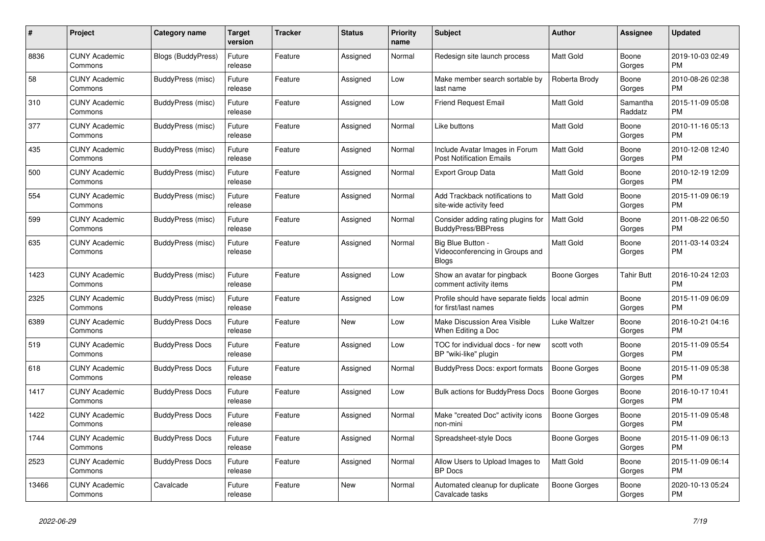| # | Project | Category name | Target version | Tracker | Status | Priority name | Subject | Author | Assignee | Updated |
|---|---|---|---|---|---|---|---|---|---|---|
| 8836 | CUNY Academic Commons | Blogs (BuddyPress) | Future release | Feature | Assigned | Normal | Redesign site launch process | Matt Gold | Boone Gorges | 2019-10-03 02:49 PM |
| 58 | CUNY Academic Commons | BuddyPress (misc) | Future release | Feature | Assigned | Low | Make member search sortable by last name | Roberta Brody | Boone Gorges | 2010-08-26 02:38 PM |
| 310 | CUNY Academic Commons | BuddyPress (misc) | Future release | Feature | Assigned | Low | Friend Request Email | Matt Gold | Samantha Raddatz | 2015-11-09 05:08 PM |
| 377 | CUNY Academic Commons | BuddyPress (misc) | Future release | Feature | Assigned | Normal | Like buttons | Matt Gold | Boone Gorges | 2010-11-16 05:13 PM |
| 435 | CUNY Academic Commons | BuddyPress (misc) | Future release | Feature | Assigned | Normal | Include Avatar Images in Forum Post Notification Emails | Matt Gold | Boone Gorges | 2010-12-08 12:40 PM |
| 500 | CUNY Academic Commons | BuddyPress (misc) | Future release | Feature | Assigned | Normal | Export Group Data | Matt Gold | Boone Gorges | 2010-12-19 12:09 PM |
| 554 | CUNY Academic Commons | BuddyPress (misc) | Future release | Feature | Assigned | Normal | Add Trackback notifications to site-wide activity feed | Matt Gold | Boone Gorges | 2015-11-09 06:19 PM |
| 599 | CUNY Academic Commons | BuddyPress (misc) | Future release | Feature | Assigned | Normal | Consider adding rating plugins for BuddyPress/BBPress | Matt Gold | Boone Gorges | 2011-08-22 06:50 PM |
| 635 | CUNY Academic Commons | BuddyPress (misc) | Future release | Feature | Assigned | Normal | Big Blue Button - Videoconferencing in Groups and Blogs | Matt Gold | Boone Gorges | 2011-03-14 03:24 PM |
| 1423 | CUNY Academic Commons | BuddyPress (misc) | Future release | Feature | Assigned | Low | Show an avatar for pingback comment activity items | Boone Gorges | Tahir Butt | 2016-10-24 12:03 PM |
| 2325 | CUNY Academic Commons | BuddyPress (misc) | Future release | Feature | Assigned | Low | Profile should have separate fields for first/last names | local admin | Boone Gorges | 2015-11-09 06:09 PM |
| 6389 | CUNY Academic Commons | BuddyPress Docs | Future release | Feature | New | Low | Make Discussion Area Visible When Editing a Doc | Luke Waltzer | Boone Gorges | 2016-10-21 04:16 PM |
| 519 | CUNY Academic Commons | BuddyPress Docs | Future release | Feature | Assigned | Low | TOC for individual docs - for new BP "wiki-like" plugin | scott voth | Boone Gorges | 2015-11-09 05:54 PM |
| 618 | CUNY Academic Commons | BuddyPress Docs | Future release | Feature | Assigned | Normal | BuddyPress Docs: export formats | Boone Gorges | Boone Gorges | 2015-11-09 05:38 PM |
| 1417 | CUNY Academic Commons | BuddyPress Docs | Future release | Feature | Assigned | Low | Bulk actions for BuddyPress Docs | Boone Gorges | Boone Gorges | 2016-10-17 10:41 PM |
| 1422 | CUNY Academic Commons | BuddyPress Docs | Future release | Feature | Assigned | Normal | Make "created Doc" activity icons non-mini | Boone Gorges | Boone Gorges | 2015-11-09 05:48 PM |
| 1744 | CUNY Academic Commons | BuddyPress Docs | Future release | Feature | Assigned | Normal | Spreadsheet-style Docs | Boone Gorges | Boone Gorges | 2015-11-09 06:13 PM |
| 2523 | CUNY Academic Commons | BuddyPress Docs | Future release | Feature | Assigned | Normal | Allow Users to Upload Images to BP Docs | Matt Gold | Boone Gorges | 2015-11-09 06:14 PM |
| 13466 | CUNY Academic Commons | Cavalcade | Future release | Feature | New | Normal | Automated cleanup for duplicate Cavalcade tasks | Boone Gorges | Boone Gorges | 2020-10-13 05:24 PM |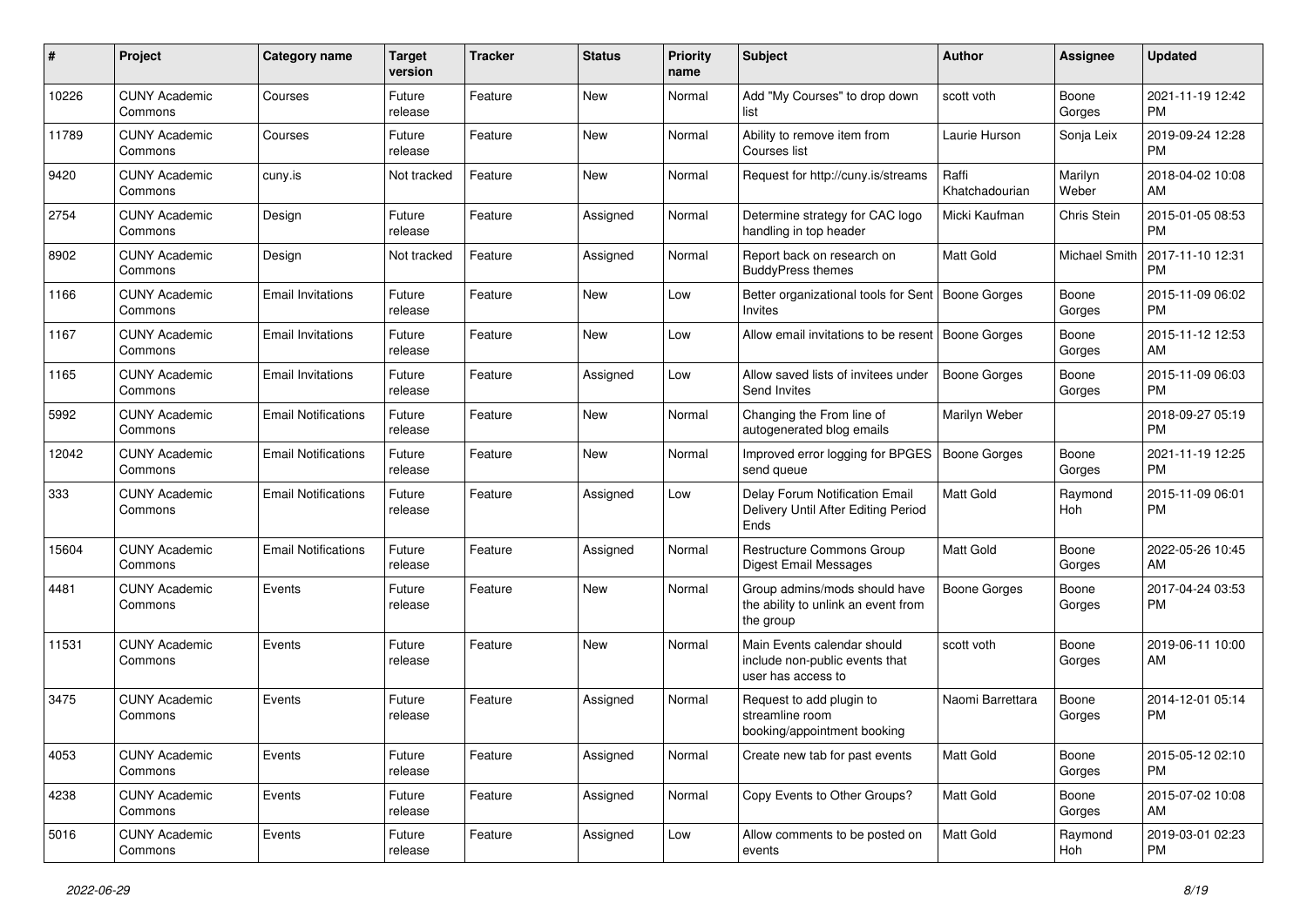| # | Project | Category name | Target version | Tracker | Status | Priority name | Subject | Author | Assignee | Updated |
|---|---|---|---|---|---|---|---|---|---|---|
| 10226 | CUNY Academic Commons | Courses | Future release | Feature | New | Normal | Add "My Courses" to drop down list | scott voth | Boone Gorges | 2021-11-19 12:42 PM |
| 11789 | CUNY Academic Commons | Courses | Future release | Feature | New | Normal | Ability to remove item from Courses list | Laurie Hurson | Sonja Leix | 2019-09-24 12:28 PM |
| 9420 | CUNY Academic Commons | cuny.is | Not tracked | Feature | New | Normal | Request for http://cuny.is/streams | Raffi Khatchadourian | Marilyn Weber | 2018-04-02 10:08 AM |
| 2754 | CUNY Academic Commons | Design | Future release | Feature | Assigned | Normal | Determine strategy for CAC logo handling in top header | Micki Kaufman | Chris Stein | 2015-01-05 08:53 PM |
| 8902 | CUNY Academic Commons | Design | Not tracked | Feature | Assigned | Normal | Report back on research on BuddyPress themes | Matt Gold | Michael Smith | 2017-11-10 12:31 PM |
| 1166 | CUNY Academic Commons | Email Invitations | Future release | Feature | New | Low | Better organizational tools for Sent Invites | Boone Gorges | Boone Gorges | 2015-11-09 06:02 PM |
| 1167 | CUNY Academic Commons | Email Invitations | Future release | Feature | New | Low | Allow email invitations to be resent | Boone Gorges | Boone Gorges | 2015-11-12 12:53 AM |
| 1165 | CUNY Academic Commons | Email Invitations | Future release | Feature | Assigned | Low | Allow saved lists of invitees under Send Invites | Boone Gorges | Boone Gorges | 2015-11-09 06:03 PM |
| 5992 | CUNY Academic Commons | Email Notifications | Future release | Feature | New | Normal | Changing the From line of autogenerated blog emails | Marilyn Weber | | 2018-09-27 05:19 PM |
| 12042 | CUNY Academic Commons | Email Notifications | Future release | Feature | New | Normal | Improved error logging for BPGES send queue | Boone Gorges | Boone Gorges | 2021-11-19 12:25 PM |
| 333 | CUNY Academic Commons | Email Notifications | Future release | Feature | Assigned | Low | Delay Forum Notification Email Delivery Until After Editing Period Ends | Matt Gold | Raymond Hoh | 2015-11-09 06:01 PM |
| 15604 | CUNY Academic Commons | Email Notifications | Future release | Feature | Assigned | Normal | Restructure Commons Group Digest Email Messages | Matt Gold | Boone Gorges | 2022-05-26 10:45 AM |
| 4481 | CUNY Academic Commons | Events | Future release | Feature | New | Normal | Group admins/mods should have the ability to unlink an event from the group | Boone Gorges | Boone Gorges | 2017-04-24 03:53 PM |
| 11531 | CUNY Academic Commons | Events | Future release | Feature | New | Normal | Main Events calendar should include non-public events that user has access to | scott voth | Boone Gorges | 2019-06-11 10:00 AM |
| 3475 | CUNY Academic Commons | Events | Future release | Feature | Assigned | Normal | Request to add plugin to streamline room booking/appointment booking | Naomi Barrettara | Boone Gorges | 2014-12-01 05:14 PM |
| 4053 | CUNY Academic Commons | Events | Future release | Feature | Assigned | Normal | Create new tab for past events | Matt Gold | Boone Gorges | 2015-05-12 02:10 PM |
| 4238 | CUNY Academic Commons | Events | Future release | Feature | Assigned | Normal | Copy Events to Other Groups? | Matt Gold | Boone Gorges | 2015-07-02 10:08 AM |
| 5016 | CUNY Academic Commons | Events | Future release | Feature | Assigned | Low | Allow comments to be posted on events | Matt Gold | Raymond Hoh | 2019-03-01 02:23 PM |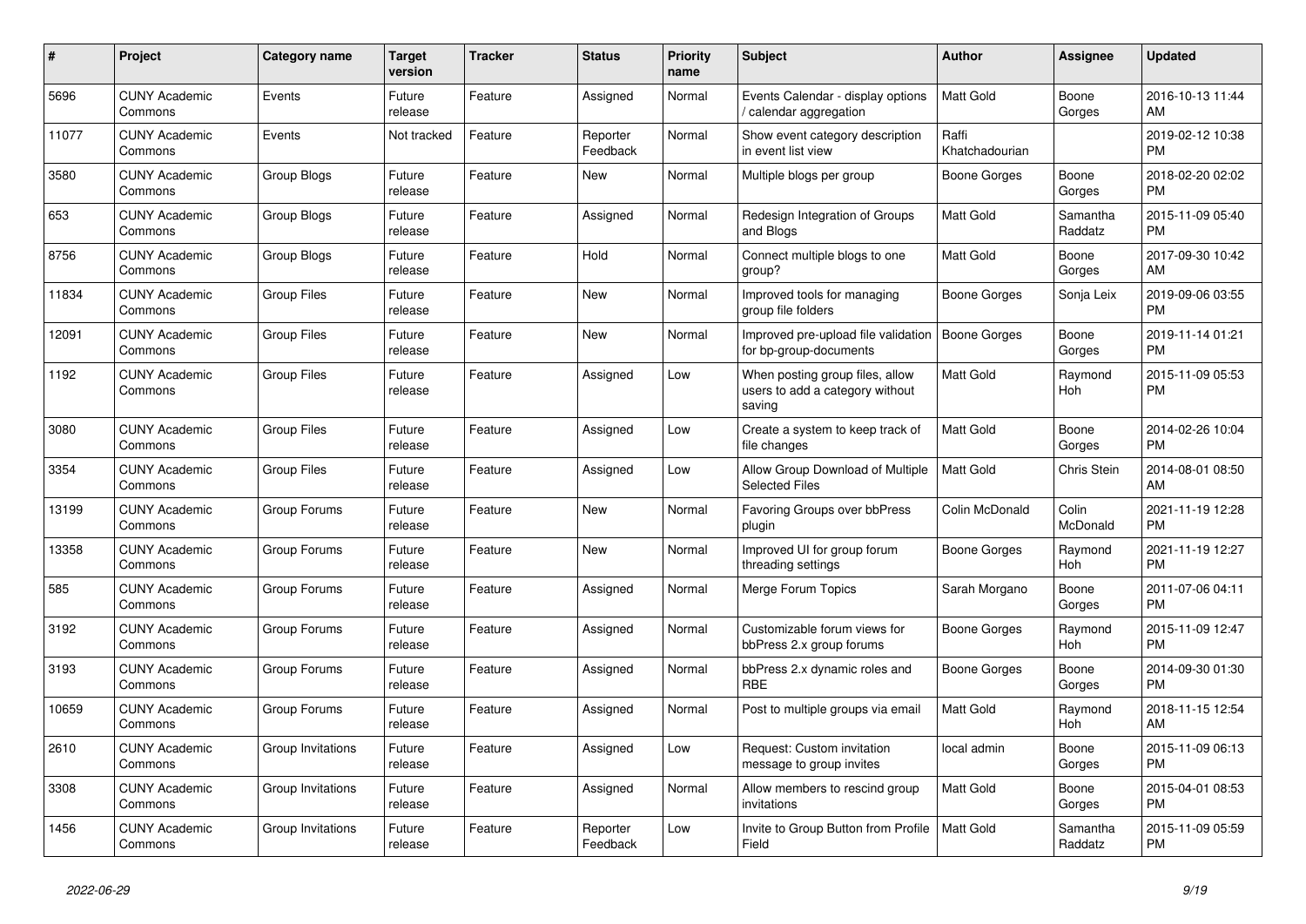| # | Project | Category name | Target version | Tracker | Status | Priority name | Subject | Author | Assignee | Updated |
|---|---|---|---|---|---|---|---|---|---|---|
| 5696 | CUNY Academic Commons | Events | Future release | Feature | Assigned | Normal | Events Calendar - display options / calendar aggregation | Matt Gold | Boone Gorges | 2016-10-13 11:44 AM |
| 11077 | CUNY Academic Commons | Events | Not tracked | Feature | Reporter Feedback | Normal | Show event category description in event list view | Raffi Khatchadourian | | 2019-02-12 10:38 PM |
| 3580 | CUNY Academic Commons | Group Blogs | Future release | Feature | New | Normal | Multiple blogs per group | Boone Gorges | Boone Gorges | 2018-02-20 02:02 PM |
| 653 | CUNY Academic Commons | Group Blogs | Future release | Feature | Assigned | Normal | Redesign Integration of Groups and Blogs | Matt Gold | Samantha Raddatz | 2015-11-09 05:40 PM |
| 8756 | CUNY Academic Commons | Group Blogs | Future release | Feature | Hold | Normal | Connect multiple blogs to one group? | Matt Gold | Boone Gorges | 2017-09-30 10:42 AM |
| 11834 | CUNY Academic Commons | Group Files | Future release | Feature | New | Normal | Improved tools for managing group file folders | Boone Gorges | Sonja Leix | 2019-09-06 03:55 PM |
| 12091 | CUNY Academic Commons | Group Files | Future release | Feature | New | Normal | Improved pre-upload file validation for bp-group-documents | Boone Gorges | Boone Gorges | 2019-11-14 01:21 PM |
| 1192 | CUNY Academic Commons | Group Files | Future release | Feature | Assigned | Low | When posting group files, allow users to add a category without saving | Matt Gold | Raymond Hoh | 2015-11-09 05:53 PM |
| 3080 | CUNY Academic Commons | Group Files | Future release | Feature | Assigned | Low | Create a system to keep track of file changes | Matt Gold | Boone Gorges | 2014-02-26 10:04 PM |
| 3354 | CUNY Academic Commons | Group Files | Future release | Feature | Assigned | Low | Allow Group Download of Multiple Selected Files | Matt Gold | Chris Stein | 2014-08-01 08:50 AM |
| 13199 | CUNY Academic Commons | Group Forums | Future release | Feature | New | Normal | Favoring Groups over bbPress plugin | Colin McDonald | Colin McDonald | 2021-11-19 12:28 PM |
| 13358 | CUNY Academic Commons | Group Forums | Future release | Feature | New | Normal | Improved UI for group forum threading settings | Boone Gorges | Raymond Hoh | 2021-11-19 12:27 PM |
| 585 | CUNY Academic Commons | Group Forums | Future release | Feature | Assigned | Normal | Merge Forum Topics | Sarah Morgano | Boone Gorges | 2011-07-06 04:11 PM |
| 3192 | CUNY Academic Commons | Group Forums | Future release | Feature | Assigned | Normal | Customizable forum views for bbPress 2.x group forums | Boone Gorges | Raymond Hoh | 2015-11-09 12:47 PM |
| 3193 | CUNY Academic Commons | Group Forums | Future release | Feature | Assigned | Normal | bbPress 2.x dynamic roles and RBE | Boone Gorges | Boone Gorges | 2014-09-30 01:30 PM |
| 10659 | CUNY Academic Commons | Group Forums | Future release | Feature | Assigned | Normal | Post to multiple groups via email | Matt Gold | Raymond Hoh | 2018-11-15 12:54 AM |
| 2610 | CUNY Academic Commons | Group Invitations | Future release | Feature | Assigned | Low | Request: Custom invitation message to group invites | local admin | Boone Gorges | 2015-11-09 06:13 PM |
| 3308 | CUNY Academic Commons | Group Invitations | Future release | Feature | Assigned | Normal | Allow members to rescind group invitations | Matt Gold | Boone Gorges | 2015-04-01 08:53 PM |
| 1456 | CUNY Academic Commons | Group Invitations | Future release | Feature | Reporter Feedback | Low | Invite to Group Button from Profile Field | Matt Gold | Samantha Raddatz | 2015-11-09 05:59 PM |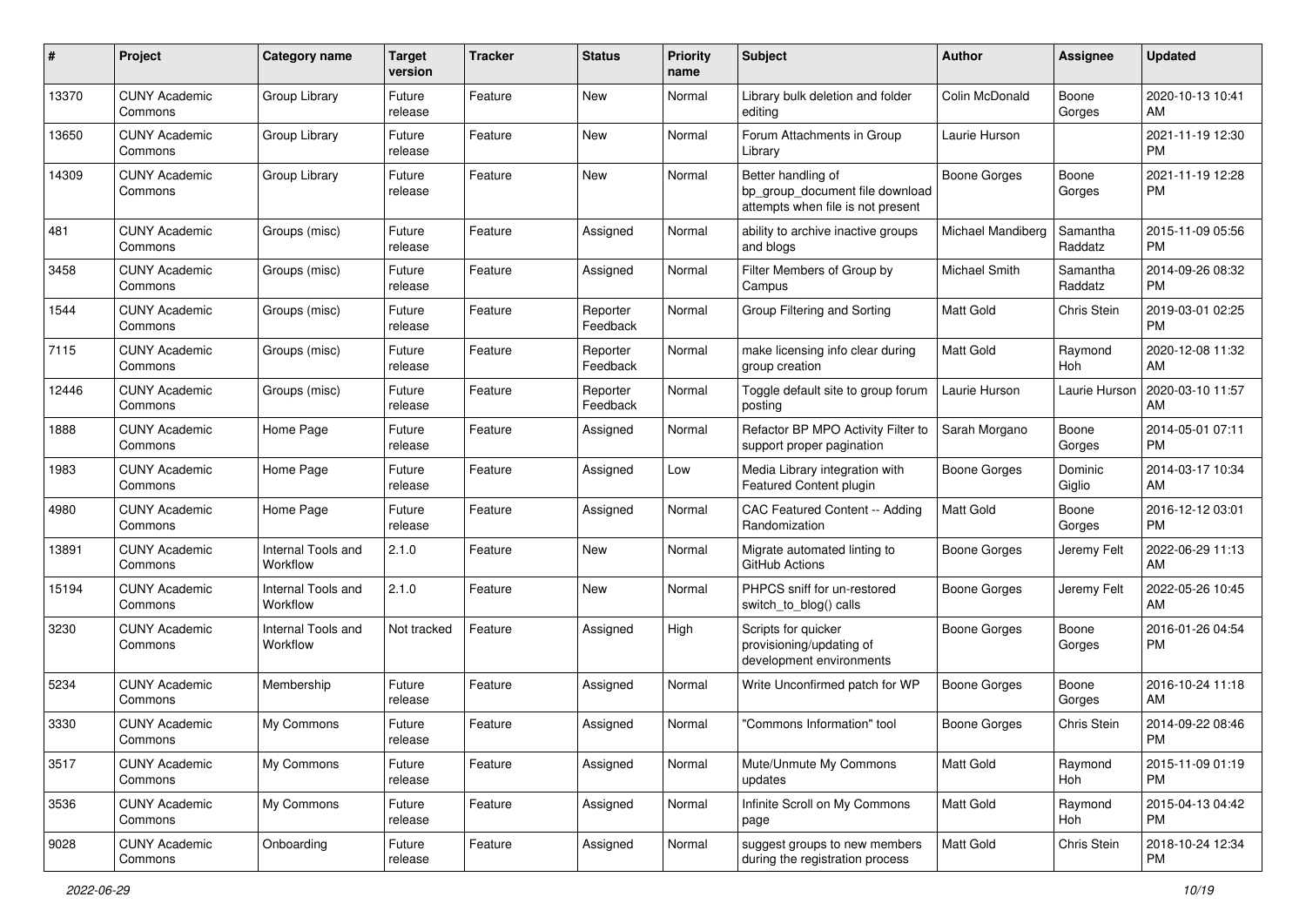| # | Project | Category name | Target version | Tracker | Status | Priority name | Subject | Author | Assignee | Updated |
|---|---|---|---|---|---|---|---|---|---|---|
| 13370 | CUNY Academic Commons | Group Library | Future release | Feature | New | Normal | Library bulk deletion and folder editing | Colin McDonald | Boone Gorges | 2020-10-13 10:41 AM |
| 13650 | CUNY Academic Commons | Group Library | Future release | Feature | New | Normal | Forum Attachments in Group Library | Laurie Hurson | | 2021-11-19 12:30 PM |
| 14309 | CUNY Academic Commons | Group Library | Future release | Feature | New | Normal | Better handling of bp_group_document file download attempts when file is not present | Boone Gorges | Boone Gorges | 2021-11-19 12:28 PM |
| 481 | CUNY Academic Commons | Groups (misc) | Future release | Feature | Assigned | Normal | ability to archive inactive groups and blogs | Michael Mandiberg | Samantha Raddatz | 2015-11-09 05:56 PM |
| 3458 | CUNY Academic Commons | Groups (misc) | Future release | Feature | Assigned | Normal | Filter Members of Group by Campus | Michael Smith | Samantha Raddatz | 2014-09-26 08:32 PM |
| 1544 | CUNY Academic Commons | Groups (misc) | Future release | Feature | Reporter Feedback | Normal | Group Filtering and Sorting | Matt Gold | Chris Stein | 2019-03-01 02:25 PM |
| 7115 | CUNY Academic Commons | Groups (misc) | Future release | Feature | Reporter Feedback | Normal | make licensing info clear during group creation | Matt Gold | Raymond Hoh | 2020-12-08 11:32 AM |
| 12446 | CUNY Academic Commons | Groups (misc) | Future release | Feature | Reporter Feedback | Normal | Toggle default site to group forum posting | Laurie Hurson | Laurie Hurson | 2020-03-10 11:57 AM |
| 1888 | CUNY Academic Commons | Home Page | Future release | Feature | Assigned | Normal | Refactor BP MPO Activity Filter to support proper pagination | Sarah Morgano | Boone Gorges | 2014-05-01 07:11 PM |
| 1983 | CUNY Academic Commons | Home Page | Future release | Feature | Assigned | Low | Media Library integration with Featured Content plugin | Boone Gorges | Dominic Giglio | 2014-03-17 10:34 AM |
| 4980 | CUNY Academic Commons | Home Page | Future release | Feature | Assigned | Normal | CAC Featured Content -- Adding Randomization | Matt Gold | Boone Gorges | 2016-12-12 03:01 PM |
| 13891 | CUNY Academic Commons | Internal Tools and Workflow | 2.1.0 | Feature | New | Normal | Migrate automated linting to GitHub Actions | Boone Gorges | Jeremy Felt | 2022-06-29 11:13 AM |
| 15194 | CUNY Academic Commons | Internal Tools and Workflow | 2.1.0 | Feature | New | Normal | PHPCS sniff for un-restored switch_to_blog() calls | Boone Gorges | Jeremy Felt | 2022-05-26 10:45 AM |
| 3230 | CUNY Academic Commons | Internal Tools and Workflow | Not tracked | Feature | Assigned | High | Scripts for quicker provisioning/updating of development environments | Boone Gorges | Boone Gorges | 2016-01-26 04:54 PM |
| 5234 | CUNY Academic Commons | Membership | Future release | Feature | Assigned | Normal | Write Unconfirmed patch for WP | Boone Gorges | Boone Gorges | 2016-10-24 11:18 AM |
| 3330 | CUNY Academic Commons | My Commons | Future release | Feature | Assigned | Normal | "Commons Information" tool | Boone Gorges | Chris Stein | 2014-09-22 08:46 PM |
| 3517 | CUNY Academic Commons | My Commons | Future release | Feature | Assigned | Normal | Mute/Unmute My Commons updates | Matt Gold | Raymond Hoh | 2015-11-09 01:19 PM |
| 3536 | CUNY Academic Commons | My Commons | Future release | Feature | Assigned | Normal | Infinite Scroll on My Commons page | Matt Gold | Raymond Hoh | 2015-04-13 04:42 PM |
| 9028 | CUNY Academic Commons | Onboarding | Future release | Feature | Assigned | Normal | suggest groups to new members during the registration process | Matt Gold | Chris Stein | 2018-10-24 12:34 PM |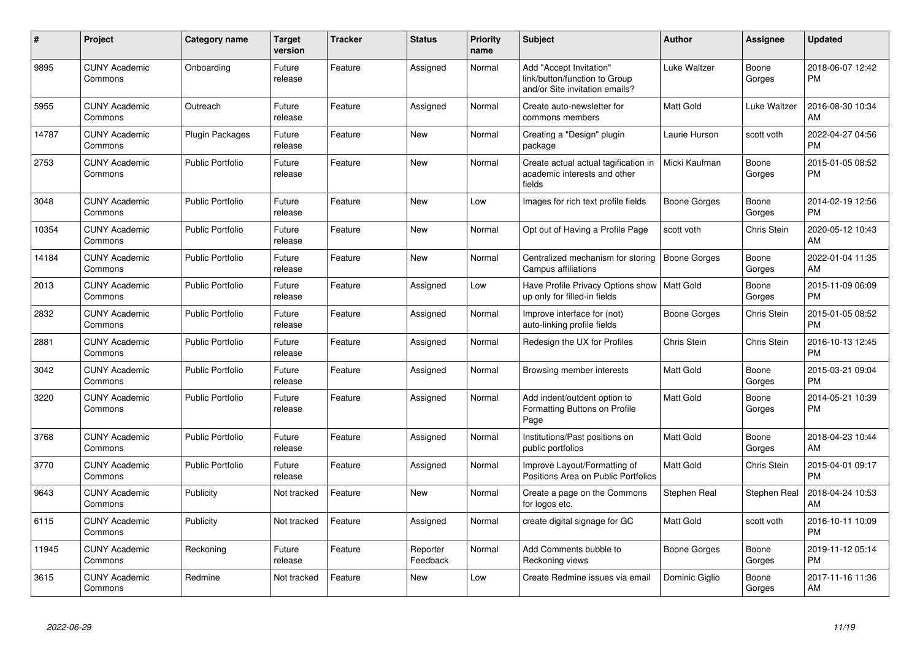| # | Project | Category name | Target version | Tracker | Status | Priority name | Subject | Author | Assignee | Updated |
|---|---|---|---|---|---|---|---|---|---|---|
| 9895 | CUNY Academic Commons | Onboarding | Future release | Feature | Assigned | Normal | Add "Accept Invitation" link/button/function to Group and/or Site invitation emails? | Luke Waltzer | Boone Gorges | 2018-06-07 12:42 PM |
| 5955 | CUNY Academic Commons | Outreach | Future release | Feature | Assigned | Normal | Create auto-newsletter for commons members | Matt Gold | Luke Waltzer | 2016-08-30 10:34 AM |
| 14787 | CUNY Academic Commons | Plugin Packages | Future release | Feature | New | Normal | Creating a "Design" plugin package | Laurie Hurson | scott voth | 2022-04-27 04:56 PM |
| 2753 | CUNY Academic Commons | Public Portfolio | Future release | Feature | New | Normal | Create actual actual tagification in academic interests and other fields | Micki Kaufman | Boone Gorges | 2015-01-05 08:52 PM |
| 3048 | CUNY Academic Commons | Public Portfolio | Future release | Feature | New | Low | Images for rich text profile fields | Boone Gorges | Boone Gorges | 2014-02-19 12:56 PM |
| 10354 | CUNY Academic Commons | Public Portfolio | Future release | Feature | New | Normal | Opt out of Having a Profile Page | scott voth | Chris Stein | 2020-05-12 10:43 AM |
| 14184 | CUNY Academic Commons | Public Portfolio | Future release | Feature | New | Normal | Centralized mechanism for storing Campus affiliations | Boone Gorges | Boone Gorges | 2022-01-04 11:35 AM |
| 2013 | CUNY Academic Commons | Public Portfolio | Future release | Feature | Assigned | Low | Have Profile Privacy Options show up only for filled-in fields | Matt Gold | Boone Gorges | 2015-11-09 06:09 PM |
| 2832 | CUNY Academic Commons | Public Portfolio | Future release | Feature | Assigned | Normal | Improve interface for (not) auto-linking profile fields | Boone Gorges | Chris Stein | 2015-01-05 08:52 PM |
| 2881 | CUNY Academic Commons | Public Portfolio | Future release | Feature | Assigned | Normal | Redesign the UX for Profiles | Chris Stein | Chris Stein | 2016-10-13 12:45 PM |
| 3042 | CUNY Academic Commons | Public Portfolio | Future release | Feature | Assigned | Normal | Browsing member interests | Matt Gold | Boone Gorges | 2015-03-21 09:04 PM |
| 3220 | CUNY Academic Commons | Public Portfolio | Future release | Feature | Assigned | Normal | Add indent/outdent option to Formatting Buttons on Profile Page | Matt Gold | Boone Gorges | 2014-05-21 10:39 PM |
| 3768 | CUNY Academic Commons | Public Portfolio | Future release | Feature | Assigned | Normal | Institutions/Past positions on public portfolios | Matt Gold | Boone Gorges | 2018-04-23 10:44 AM |
| 3770 | CUNY Academic Commons | Public Portfolio | Future release | Feature | Assigned | Normal | Improve Layout/Formatting of Positions Area on Public Portfolios | Matt Gold | Chris Stein | 2015-04-01 09:17 PM |
| 9643 | CUNY Academic Commons | Publicity | Not tracked | Feature | New | Normal | Create a page on the Commons for logos etc. | Stephen Real | Stephen Real | 2018-04-24 10:53 AM |
| 6115 | CUNY Academic Commons | Publicity | Not tracked | Feature | Assigned | Normal | create digital signage for GC | Matt Gold | scott voth | 2016-10-11 10:09 PM |
| 11945 | CUNY Academic Commons | Reckoning | Future release | Feature | Reporter Feedback | Normal | Add Comments bubble to Reckoning views | Boone Gorges | Boone Gorges | 2019-11-12 05:14 PM |
| 3615 | CUNY Academic Commons | Redmine | Not tracked | Feature | New | Low | Create Redmine issues via email | Dominic Giglio | Boone Gorges | 2017-11-16 11:36 AM |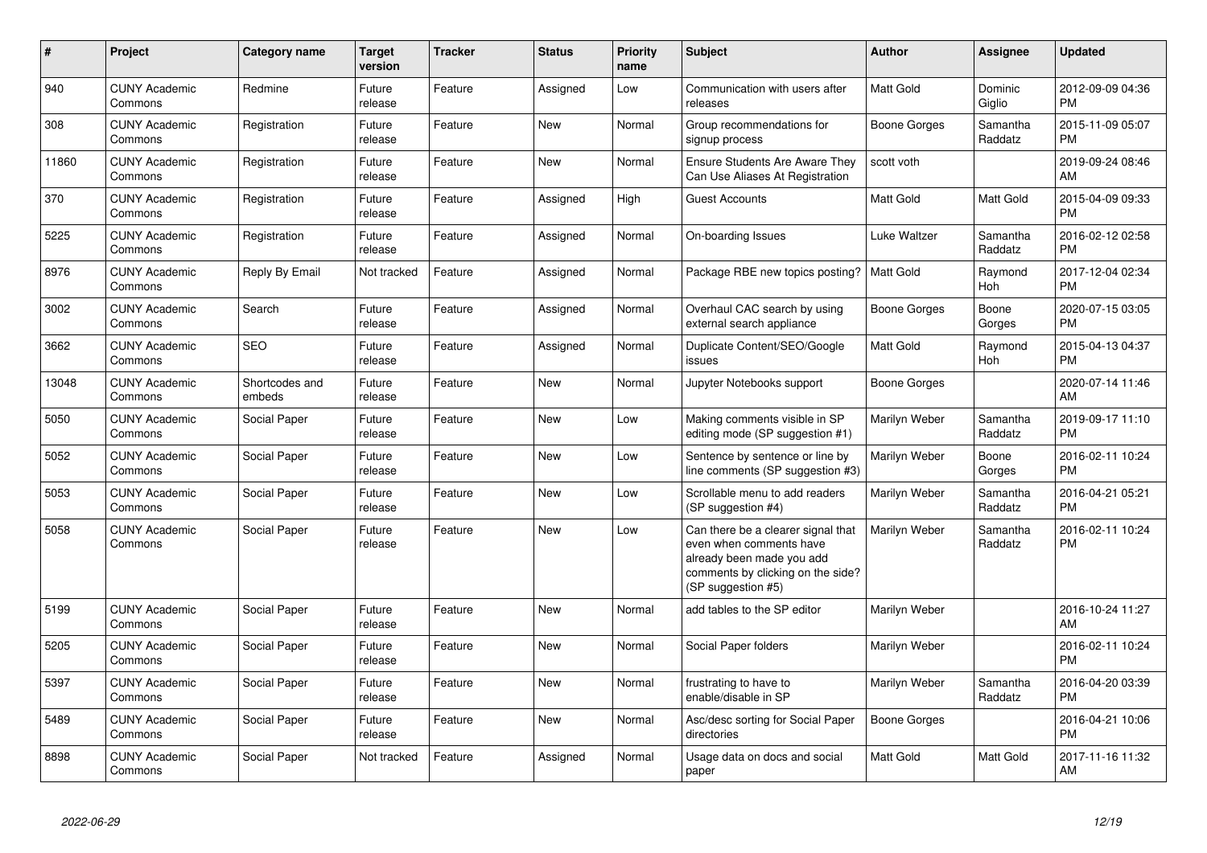| # | Project | Category name | Target version | Tracker | Status | Priority name | Subject | Author | Assignee | Updated |
|---|---|---|---|---|---|---|---|---|---|---|
| 940 | CUNY Academic Commons | Redmine | Future release | Feature | Assigned | Low | Communication with users after releases | Matt Gold | Dominic Giglio | 2012-09-09 04:36 PM |
| 308 | CUNY Academic Commons | Registration | Future release | Feature | New | Normal | Group recommendations for signup process | Boone Gorges | Samantha Raddatz | 2015-11-09 05:07 PM |
| 11860 | CUNY Academic Commons | Registration | Future release | Feature | New | Normal | Ensure Students Are Aware They Can Use Aliases At Registration | scott voth | | 2019-09-24 08:46 AM |
| 370 | CUNY Academic Commons | Registration | Future release | Feature | Assigned | High | Guest Accounts | Matt Gold | Matt Gold | 2015-04-09 09:33 PM |
| 5225 | CUNY Academic Commons | Registration | Future release | Feature | Assigned | Normal | On-boarding Issues | Luke Waltzer | Samantha Raddatz | 2016-02-12 02:58 PM |
| 8976 | CUNY Academic Commons | Reply By Email | Not tracked | Feature | Assigned | Normal | Package RBE new topics posting? | Matt Gold | Raymond Hoh | 2017-12-04 02:34 PM |
| 3002 | CUNY Academic Commons | Search | Future release | Feature | Assigned | Normal | Overhaul CAC search by using external search appliance | Boone Gorges | Boone Gorges | 2020-07-15 03:05 PM |
| 3662 | CUNY Academic Commons | SEO | Future release | Feature | Assigned | Normal | Duplicate Content/SEO/Google issues | Matt Gold | Raymond Hoh | 2015-04-13 04:37 PM |
| 13048 | CUNY Academic Commons | Shortcodes and embeds | Future release | Feature | New | Normal | Jupyter Notebooks support | Boone Gorges | | 2020-07-14 11:46 AM |
| 5050 | CUNY Academic Commons | Social Paper | Future release | Feature | New | Low | Making comments visible in SP editing mode (SP suggestion #1) | Marilyn Weber | Samantha Raddatz | 2019-09-17 11:10 PM |
| 5052 | CUNY Academic Commons | Social Paper | Future release | Feature | New | Low | Sentence by sentence or line by line comments (SP suggestion #3) | Marilyn Weber | Boone Gorges | 2016-02-11 10:24 PM |
| 5053 | CUNY Academic Commons | Social Paper | Future release | Feature | New | Low | Scrollable menu to add readers (SP suggestion #4) | Marilyn Weber | Samantha Raddatz | 2016-04-21 05:21 PM |
| 5058 | CUNY Academic Commons | Social Paper | Future release | Feature | New | Low | Can there be a clearer signal that even when comments have already been made you add comments by clicking on the side? (SP suggestion #5) | Marilyn Weber | Samantha Raddatz | 2016-02-11 10:24 PM |
| 5199 | CUNY Academic Commons | Social Paper | Future release | Feature | New | Normal | add tables to the SP editor | Marilyn Weber | | 2016-10-24 11:27 AM |
| 5205 | CUNY Academic Commons | Social Paper | Future release | Feature | New | Normal | Social Paper folders | Marilyn Weber | | 2016-02-11 10:24 PM |
| 5397 | CUNY Academic Commons | Social Paper | Future release | Feature | New | Normal | frustrating to have to enable/disable in SP | Marilyn Weber | Samantha Raddatz | 2016-04-20 03:39 PM |
| 5489 | CUNY Academic Commons | Social Paper | Future release | Feature | New | Normal | Asc/desc sorting for Social Paper directories | Boone Gorges | | 2016-04-21 10:06 PM |
| 8898 | CUNY Academic Commons | Social Paper | Not tracked | Feature | Assigned | Normal | Usage data on docs and social paper | Matt Gold | Matt Gold | 2017-11-16 11:32 AM |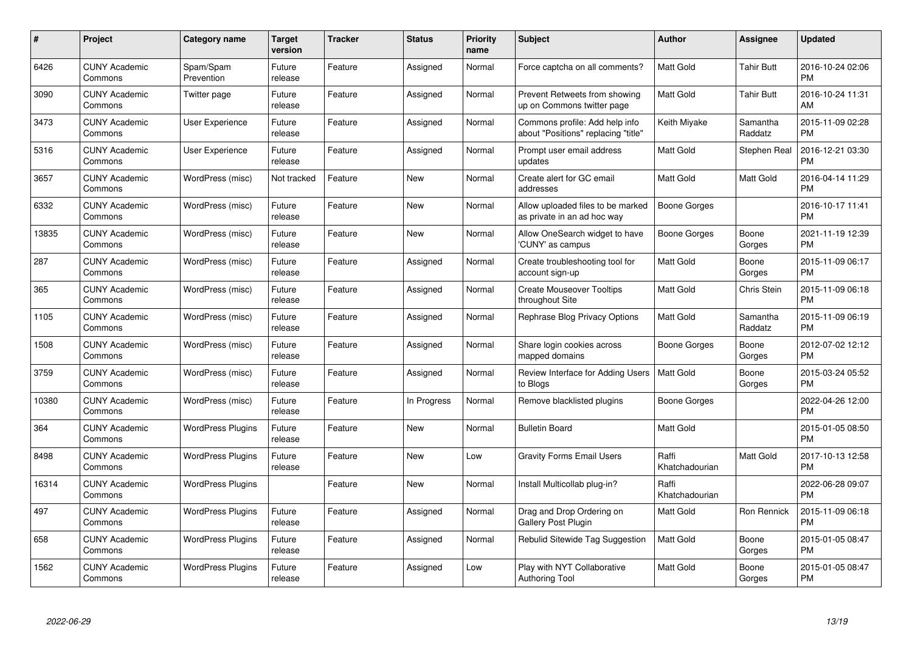| # | Project | Category name | Target version | Tracker | Status | Priority name | Subject | Author | Assignee | Updated |
|---|---|---|---|---|---|---|---|---|---|---|
| 6426 | CUNY Academic Commons | Spam/Spam Prevention | Future release | Feature | Assigned | Normal | Force captcha on all comments? | Matt Gold | Tahir Butt | 2016-10-24 02:06 PM |
| 3090 | CUNY Academic Commons | Twitter page | Future release | Feature | Assigned | Normal | Prevent Retweets from showing up on Commons twitter page | Matt Gold | Tahir Butt | 2016-10-24 11:31 AM |
| 3473 | CUNY Academic Commons | User Experience | Future release | Feature | Assigned | Normal | Commons profile: Add help info about "Positions" replacing "title" | Keith Miyake | Samantha Raddatz | 2015-11-09 02:28 PM |
| 5316 | CUNY Academic Commons | User Experience | Future release | Feature | Assigned | Normal | Prompt user email address updates | Matt Gold | Stephen Real | 2016-12-21 03:30 PM |
| 3657 | CUNY Academic Commons | WordPress (misc) | Not tracked | Feature | New | Normal | Create alert for GC email addresses | Matt Gold | Matt Gold | 2016-04-14 11:29 PM |
| 6332 | CUNY Academic Commons | WordPress (misc) | Future release | Feature | New | Normal | Allow uploaded files to be marked as private in an ad hoc way | Boone Gorges | | 2016-10-17 11:41 PM |
| 13835 | CUNY Academic Commons | WordPress (misc) | Future release | Feature | New | Normal | Allow OneSearch widget to have 'CUNY' as campus | Boone Gorges | Boone Gorges | 2021-11-19 12:39 PM |
| 287 | CUNY Academic Commons | WordPress (misc) | Future release | Feature | Assigned | Normal | Create troubleshooting tool for account sign-up | Matt Gold | Boone Gorges | 2015-11-09 06:17 PM |
| 365 | CUNY Academic Commons | WordPress (misc) | Future release | Feature | Assigned | Normal | Create Mouseover Tooltips throughout Site | Matt Gold | Chris Stein | 2015-11-09 06:18 PM |
| 1105 | CUNY Academic Commons | WordPress (misc) | Future release | Feature | Assigned | Normal | Rephrase Blog Privacy Options | Matt Gold | Samantha Raddatz | 2015-11-09 06:19 PM |
| 1508 | CUNY Academic Commons | WordPress (misc) | Future release | Feature | Assigned | Normal | Share login cookies across mapped domains | Boone Gorges | Boone Gorges | 2012-07-02 12:12 PM |
| 3759 | CUNY Academic Commons | WordPress (misc) | Future release | Feature | Assigned | Normal | Review Interface for Adding Users to Blogs | Matt Gold | Boone Gorges | 2015-03-24 05:52 PM |
| 10380 | CUNY Academic Commons | WordPress (misc) | Future release | Feature | In Progress | Normal | Remove blacklisted plugins | Boone Gorges | | 2022-04-26 12:00 PM |
| 364 | CUNY Academic Commons | WordPress Plugins | Future release | Feature | New | Normal | Bulletin Board | Matt Gold | | 2015-01-05 08:50 PM |
| 8498 | CUNY Academic Commons | WordPress Plugins | Future release | Feature | New | Low | Gravity Forms Email Users | Raffi Khatchadourian | Matt Gold | 2017-10-13 12:58 PM |
| 16314 | CUNY Academic Commons | WordPress Plugins | | Feature | New | Normal | Install Multicollab plug-in? | Raffi Khatchadourian | | 2022-06-28 09:07 PM |
| 497 | CUNY Academic Commons | WordPress Plugins | Future release | Feature | Assigned | Normal | Drag and Drop Ordering on Gallery Post Plugin | Matt Gold | Ron Rennick | 2015-11-09 06:18 PM |
| 658 | CUNY Academic Commons | WordPress Plugins | Future release | Feature | Assigned | Normal | Rebulid Sitewide Tag Suggestion | Matt Gold | Boone Gorges | 2015-01-05 08:47 PM |
| 1562 | CUNY Academic Commons | WordPress Plugins | Future release | Feature | Assigned | Low | Play with NYT Collaborative Authoring Tool | Matt Gold | Boone Gorges | 2015-01-05 08:47 PM |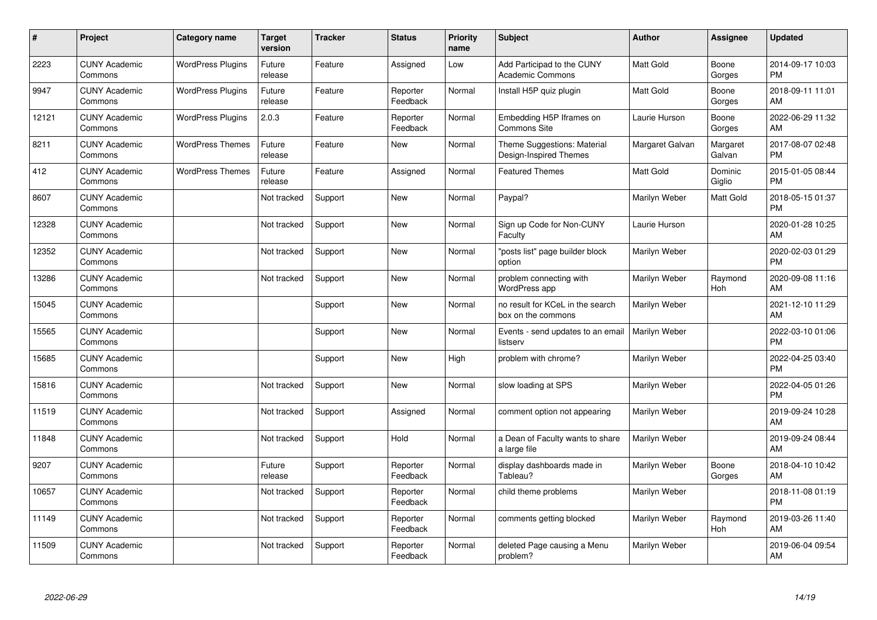| # | Project | Category name | Target version | Tracker | Status | Priority name | Subject | Author | Assignee | Updated |
|---|---|---|---|---|---|---|---|---|---|---|
| 2223 | CUNY Academic Commons | WordPress Plugins | Future release | Feature | Assigned | Low | Add Participad to the CUNY Academic Commons | Matt Gold | Boone Gorges | 2014-09-17 10:03 PM |
| 9947 | CUNY Academic Commons | WordPress Plugins | Future release | Feature | Reporter Feedback | Normal | Install H5P quiz plugin | Matt Gold | Boone Gorges | 2018-09-11 11:01 AM |
| 12121 | CUNY Academic Commons | WordPress Plugins | 2.0.3 | Feature | Reporter Feedback | Normal | Embedding H5P Iframes on Commons Site | Laurie Hurson | Boone Gorges | 2022-06-29 11:32 AM |
| 8211 | CUNY Academic Commons | WordPress Themes | Future release | Feature | New | Normal | Theme Suggestions: Material Design-Inspired Themes | Margaret Galvan | Margaret Galvan | 2017-08-07 02:48 PM |
| 412 | CUNY Academic Commons | WordPress Themes | Future release | Feature | Assigned | Normal | Featured Themes | Matt Gold | Dominic Giglio | 2015-01-05 08:44 PM |
| 8607 | CUNY Academic Commons | | Not tracked | Support | New | Normal | Paypal? | Marilyn Weber | Matt Gold | 2018-05-15 01:37 PM |
| 12328 | CUNY Academic Commons | | Not tracked | Support | New | Normal | Sign up Code for Non-CUNY Faculty | Laurie Hurson | | 2020-01-28 10:25 AM |
| 12352 | CUNY Academic Commons | | Not tracked | Support | New | Normal | "posts list" page builder block option | Marilyn Weber | | 2020-02-03 01:29 PM |
| 13286 | CUNY Academic Commons | | Not tracked | Support | New | Normal | problem connecting with WordPress app | Marilyn Weber | Raymond Hoh | 2020-09-08 11:16 AM |
| 15045 | CUNY Academic Commons | | | Support | New | Normal | no result for KCeL in the search box on the commons | Marilyn Weber | | 2021-12-10 11:29 AM |
| 15565 | CUNY Academic Commons | | | Support | New | Normal | Events - send updates to an email listserv | Marilyn Weber | | 2022-03-10 01:06 PM |
| 15685 | CUNY Academic Commons | | | Support | New | High | problem with chrome? | Marilyn Weber | | 2022-04-25 03:40 PM |
| 15816 | CUNY Academic Commons | | Not tracked | Support | New | Normal | slow loading at SPS | Marilyn Weber | | 2022-04-05 01:26 PM |
| 11519 | CUNY Academic Commons | | Not tracked | Support | Assigned | Normal | comment option not appearing | Marilyn Weber | | 2019-09-24 10:28 AM |
| 11848 | CUNY Academic Commons | | Not tracked | Support | Hold | Normal | a Dean of Faculty wants to share a large file | Marilyn Weber | | 2019-09-24 08:44 AM |
| 9207 | CUNY Academic Commons | | Future release | Support | Reporter Feedback | Normal | display dashboards made in Tableau? | Marilyn Weber | Boone Gorges | 2018-04-10 10:42 AM |
| 10657 | CUNY Academic Commons | | Not tracked | Support | Reporter Feedback | Normal | child theme problems | Marilyn Weber | | 2018-11-08 01:19 PM |
| 11149 | CUNY Academic Commons | | Not tracked | Support | Reporter Feedback | Normal | comments getting blocked | Marilyn Weber | Raymond Hoh | 2019-03-26 11:40 AM |
| 11509 | CUNY Academic Commons | | Not tracked | Support | Reporter Feedback | Normal | deleted Page causing a Menu problem? | Marilyn Weber | | 2019-06-04 09:54 AM |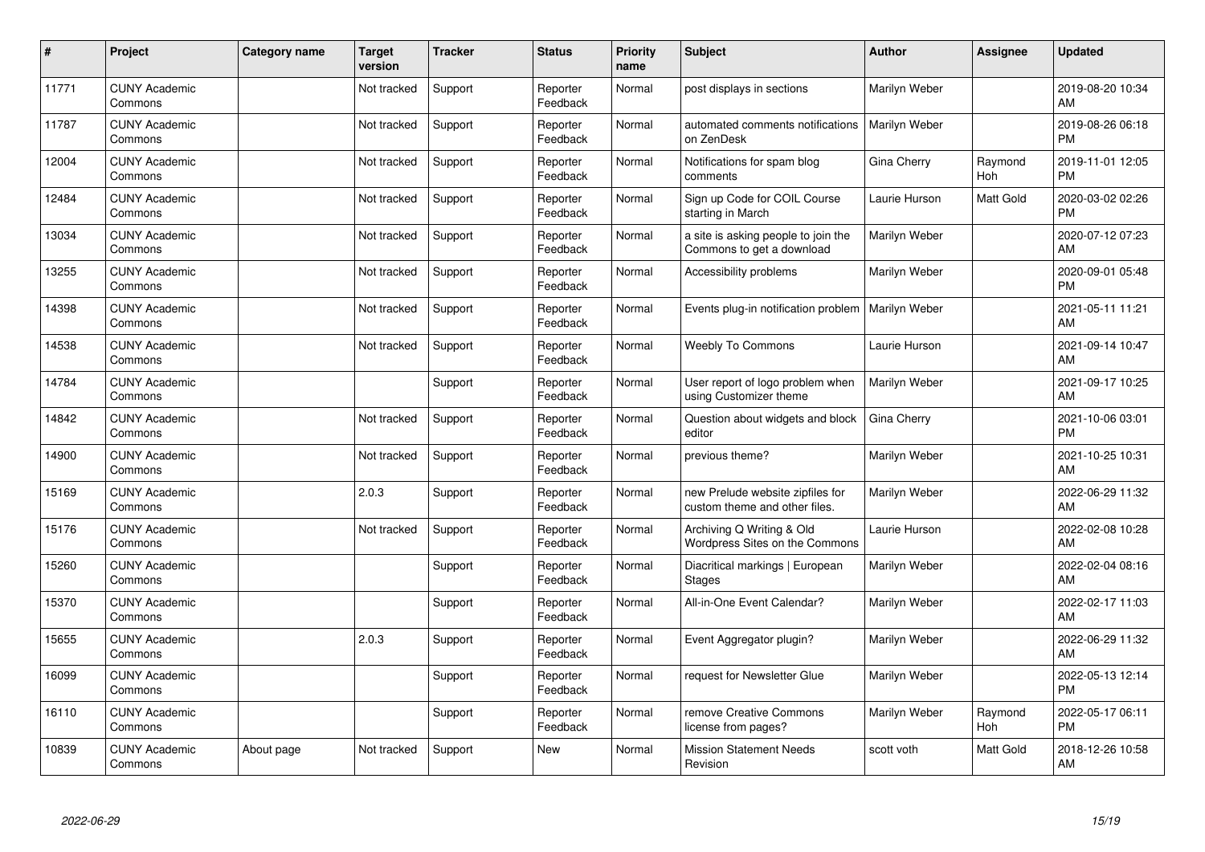| # | Project | Category name | Target version | Tracker | Status | Priority name | Subject | Author | Assignee | Updated |
|---|---|---|---|---|---|---|---|---|---|---|
| 11771 | CUNY Academic Commons | | Not tracked | Support | Reporter Feedback | Normal | post displays in sections | Marilyn Weber | | 2019-08-20 10:34 AM |
| 11787 | CUNY Academic Commons | | Not tracked | Support | Reporter Feedback | Normal | automated comments notifications on ZenDesk | Marilyn Weber | | 2019-08-26 06:18 PM |
| 12004 | CUNY Academic Commons | | Not tracked | Support | Reporter Feedback | Normal | Notifications for spam blog comments | Gina Cherry | Raymond Hoh | 2019-11-01 12:05 PM |
| 12484 | CUNY Academic Commons | | Not tracked | Support | Reporter Feedback | Normal | Sign up Code for COIL Course starting in March | Laurie Hurson | Matt Gold | 2020-03-02 02:26 PM |
| 13034 | CUNY Academic Commons | | Not tracked | Support | Reporter Feedback | Normal | a site is asking people to join the Commons to get a download | Marilyn Weber | | 2020-07-12 07:23 AM |
| 13255 | CUNY Academic Commons | | Not tracked | Support | Reporter Feedback | Normal | Accessibility problems | Marilyn Weber | | 2020-09-01 05:48 PM |
| 14398 | CUNY Academic Commons | | Not tracked | Support | Reporter Feedback | Normal | Events plug-in notification problem | Marilyn Weber | | 2021-05-11 11:21 AM |
| 14538 | CUNY Academic Commons | | Not tracked | Support | Reporter Feedback | Normal | Weebly To Commons | Laurie Hurson | | 2021-09-14 10:47 AM |
| 14784 | CUNY Academic Commons | | | Support | Reporter Feedback | Normal | User report of logo problem when using Customizer theme | Marilyn Weber | | 2021-09-17 10:25 AM |
| 14842 | CUNY Academic Commons | | Not tracked | Support | Reporter Feedback | Normal | Question about widgets and block editor | Gina Cherry | | 2021-10-06 03:01 PM |
| 14900 | CUNY Academic Commons | | Not tracked | Support | Reporter Feedback | Normal | previous theme? | Marilyn Weber | | 2021-10-25 10:31 AM |
| 15169 | CUNY Academic Commons | | 2.0.3 | Support | Reporter Feedback | Normal | new Prelude website zipfiles for custom theme and other files. | Marilyn Weber | | 2022-06-29 11:32 AM |
| 15176 | CUNY Academic Commons | | Not tracked | Support | Reporter Feedback | Normal | Archiving Q Writing & Old Wordpress Sites on the Commons | Laurie Hurson | | 2022-02-08 10:28 AM |
| 15260 | CUNY Academic Commons | | | Support | Reporter Feedback | Normal | Diacritical markings \| European Stages | Marilyn Weber | | 2022-02-04 08:16 AM |
| 15370 | CUNY Academic Commons | | | Support | Reporter Feedback | Normal | All-in-One Event Calendar? | Marilyn Weber | | 2022-02-17 11:03 AM |
| 15655 | CUNY Academic Commons | | 2.0.3 | Support | Reporter Feedback | Normal | Event Aggregator plugin? | Marilyn Weber | | 2022-06-29 11:32 AM |
| 16099 | CUNY Academic Commons | | | Support | Reporter Feedback | Normal | request for Newsletter Glue | Marilyn Weber | | 2022-05-13 12:14 PM |
| 16110 | CUNY Academic Commons | | | Support | Reporter Feedback | Normal | remove Creative Commons license from pages? | Marilyn Weber | Raymond Hoh | 2022-05-17 06:11 PM |
| 10839 | CUNY Academic Commons | About page | Not tracked | Support | New | Normal | Mission Statement Needs Revision | scott voth | Matt Gold | 2018-12-26 10:58 AM |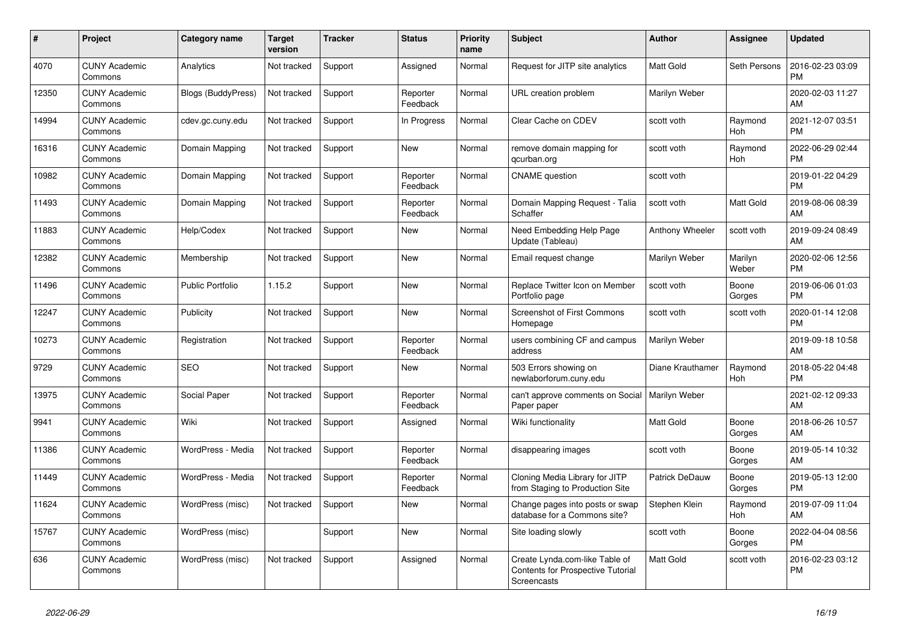| # | Project | Category name | Target version | Tracker | Status | Priority name | Subject | Author | Assignee | Updated |
|---|---|---|---|---|---|---|---|---|---|---|
| 4070 | CUNY Academic Commons | Analytics | Not tracked | Support | Assigned | Normal | Request for JITP site analytics | Matt Gold | Seth Persons | 2016-02-23 03:09 PM |
| 12350 | CUNY Academic Commons | Blogs (BuddyPress) | Not tracked | Support | Reporter Feedback | Normal | URL creation problem | Marilyn Weber | | 2020-02-03 11:27 AM |
| 14994 | CUNY Academic Commons | cdev.gc.cuny.edu | Not tracked | Support | In Progress | Normal | Clear Cache on CDEV | scott voth | Raymond Hoh | 2021-12-07 03:51 PM |
| 16316 | CUNY Academic Commons | Domain Mapping | Not tracked | Support | New | Normal | remove domain mapping for qcurban.org | scott voth | Raymond Hoh | 2022-06-29 02:44 PM |
| 10982 | CUNY Academic Commons | Domain Mapping | Not tracked | Support | Reporter Feedback | Normal | CNAME question | scott voth | | 2019-01-22 04:29 PM |
| 11493 | CUNY Academic Commons | Domain Mapping | Not tracked | Support | Reporter Feedback | Normal | Domain Mapping Request - Talia Schaffer | scott voth | Matt Gold | 2019-08-06 08:39 AM |
| 11883 | CUNY Academic Commons | Help/Codex | Not tracked | Support | New | Normal | Need Embedding Help Page Update (Tableau) | Anthony Wheeler | scott voth | 2019-09-24 08:49 AM |
| 12382 | CUNY Academic Commons | Membership | Not tracked | Support | New | Normal | Email request change | Marilyn Weber | Marilyn Weber | 2020-02-06 12:56 PM |
| 11496 | CUNY Academic Commons | Public Portfolio | 1.15.2 | Support | New | Normal | Replace Twitter Icon on Member Portfolio page | scott voth | Boone Gorges | 2019-06-06 01:03 PM |
| 12247 | CUNY Academic Commons | Publicity | Not tracked | Support | New | Normal | Screenshot of First Commons Homepage | scott voth | scott voth | 2020-01-14 12:08 PM |
| 10273 | CUNY Academic Commons | Registration | Not tracked | Support | Reporter Feedback | Normal | users combining CF and campus address | Marilyn Weber | | 2019-09-18 10:58 AM |
| 9729 | CUNY Academic Commons | SEO | Not tracked | Support | New | Normal | 503 Errors showing on newlaborforum.cuny.edu | Diane Krauthamer | Raymond Hoh | 2018-05-22 04:48 PM |
| 13975 | CUNY Academic Commons | Social Paper | Not tracked | Support | Reporter Feedback | Normal | can't approve comments on Social Paper paper | Marilyn Weber | | 2021-02-12 09:33 AM |
| 9941 | CUNY Academic Commons | Wiki | Not tracked | Support | Assigned | Normal | Wiki functionality | Matt Gold | Boone Gorges | 2018-06-26 10:57 AM |
| 11386 | CUNY Academic Commons | WordPress - Media | Not tracked | Support | Reporter Feedback | Normal | disappearing images | scott voth | Boone Gorges | 2019-05-14 10:32 AM |
| 11449 | CUNY Academic Commons | WordPress - Media | Not tracked | Support | Reporter Feedback | Normal | Cloning Media Library for JITP from Staging to Production Site | Patrick DeDauw | Boone Gorges | 2019-05-13 12:00 PM |
| 11624 | CUNY Academic Commons | WordPress (misc) | Not tracked | Support | New | Normal | Change pages into posts or swap database for a Commons site? | Stephen Klein | Raymond Hoh | 2019-07-09 11:04 AM |
| 15767 | CUNY Academic Commons | WordPress (misc) | | Support | New | Normal | Site loading slowly | scott voth | Boone Gorges | 2022-04-04 08:56 PM |
| 636 | CUNY Academic Commons | WordPress (misc) | Not tracked | Support | Assigned | Normal | Create Lynda.com-like Table of Contents for Prospective Tutorial Screencasts | Matt Gold | scott voth | 2016-02-23 03:12 PM |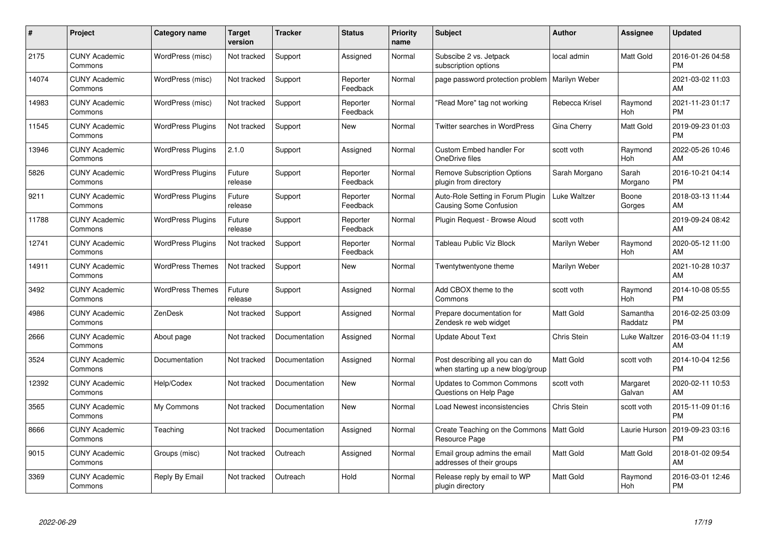| # | Project | Category name | Target version | Tracker | Status | Priority name | Subject | Author | Assignee | Updated |
|---|---|---|---|---|---|---|---|---|---|---|
| 2175 | CUNY Academic Commons | WordPress (misc) | Not tracked | Support | Assigned | Normal | Subscibe 2 vs. Jetpack subscription options | local admin | Matt Gold | 2016-01-26 04:58 PM |
| 14074 | CUNY Academic Commons | WordPress (misc) | Not tracked | Support | Reporter Feedback | Normal | page password protection problem | Marilyn Weber | | 2021-03-02 11:03 AM |
| 14983 | CUNY Academic Commons | WordPress (misc) | Not tracked | Support | Reporter Feedback | Normal | "Read More" tag not working | Rebecca Krisel | Raymond Hoh | 2021-11-23 01:17 PM |
| 11545 | CUNY Academic Commons | WordPress Plugins | Not tracked | Support | New | Normal | Twitter searches in WordPress | Gina Cherry | Matt Gold | 2019-09-23 01:03 PM |
| 13946 | CUNY Academic Commons | WordPress Plugins | 2.1.0 | Support | Assigned | Normal | Custom Embed handler For OneDrive files | scott voth | Raymond Hoh | 2022-05-26 10:46 AM |
| 5826 | CUNY Academic Commons | WordPress Plugins | Future release | Support | Reporter Feedback | Normal | Remove Subscription Options plugin from directory | Sarah Morgano | Sarah Morgano | 2016-10-21 04:14 PM |
| 9211 | CUNY Academic Commons | WordPress Plugins | Future release | Support | Reporter Feedback | Normal | Auto-Role Setting in Forum Plugin Causing Some Confusion | Luke Waltzer | Boone Gorges | 2018-03-13 11:44 AM |
| 11788 | CUNY Academic Commons | WordPress Plugins | Future release | Support | Reporter Feedback | Normal | Plugin Request - Browse Aloud | scott voth | | 2019-09-24 08:42 AM |
| 12741 | CUNY Academic Commons | WordPress Plugins | Not tracked | Support | Reporter Feedback | Normal | Tableau Public Viz Block | Marilyn Weber | Raymond Hoh | 2020-05-12 11:00 AM |
| 14911 | CUNY Academic Commons | WordPress Themes | Not tracked | Support | New | Normal | Twentytwentyone theme | Marilyn Weber | | 2021-10-28 10:37 AM |
| 3492 | CUNY Academic Commons | WordPress Themes | Future release | Support | Assigned | Normal | Add CBOX theme to the Commons | scott voth | Raymond Hoh | 2014-10-08 05:55 PM |
| 4986 | CUNY Academic Commons | ZenDesk | Not tracked | Support | Assigned | Normal | Prepare documentation for Zendesk re web widget | Matt Gold | Samantha Raddatz | 2016-02-25 03:09 PM |
| 2666 | CUNY Academic Commons | About page | Not tracked | Documentation | Assigned | Normal | Update About Text | Chris Stein | Luke Waltzer | 2016-03-04 11:19 AM |
| 3524 | CUNY Academic Commons | Documentation | Not tracked | Documentation | Assigned | Normal | Post describing all you can do when starting up a new blog/group | Matt Gold | scott voth | 2014-10-04 12:56 PM |
| 12392 | CUNY Academic Commons | Help/Codex | Not tracked | Documentation | New | Normal | Updates to Common Commons Questions on Help Page | scott voth | Margaret Galvan | 2020-02-11 10:53 AM |
| 3565 | CUNY Academic Commons | My Commons | Not tracked | Documentation | New | Normal | Load Newest inconsistencies | Chris Stein | scott voth | 2015-11-09 01:16 PM |
| 8666 | CUNY Academic Commons | Teaching | Not tracked | Documentation | Assigned | Normal | Create Teaching on the Commons Resource Page | Matt Gold | Laurie Hurson | 2019-09-23 03:16 PM |
| 9015 | CUNY Academic Commons | Groups (misc) | Not tracked | Outreach | Assigned | Normal | Email group admins the email addresses of their groups | Matt Gold | Matt Gold | 2018-01-02 09:54 AM |
| 3369 | CUNY Academic Commons | Reply By Email | Not tracked | Outreach | Hold | Normal | Release reply by email to WP plugin directory | Matt Gold | Raymond Hoh | 2016-03-01 12:46 PM |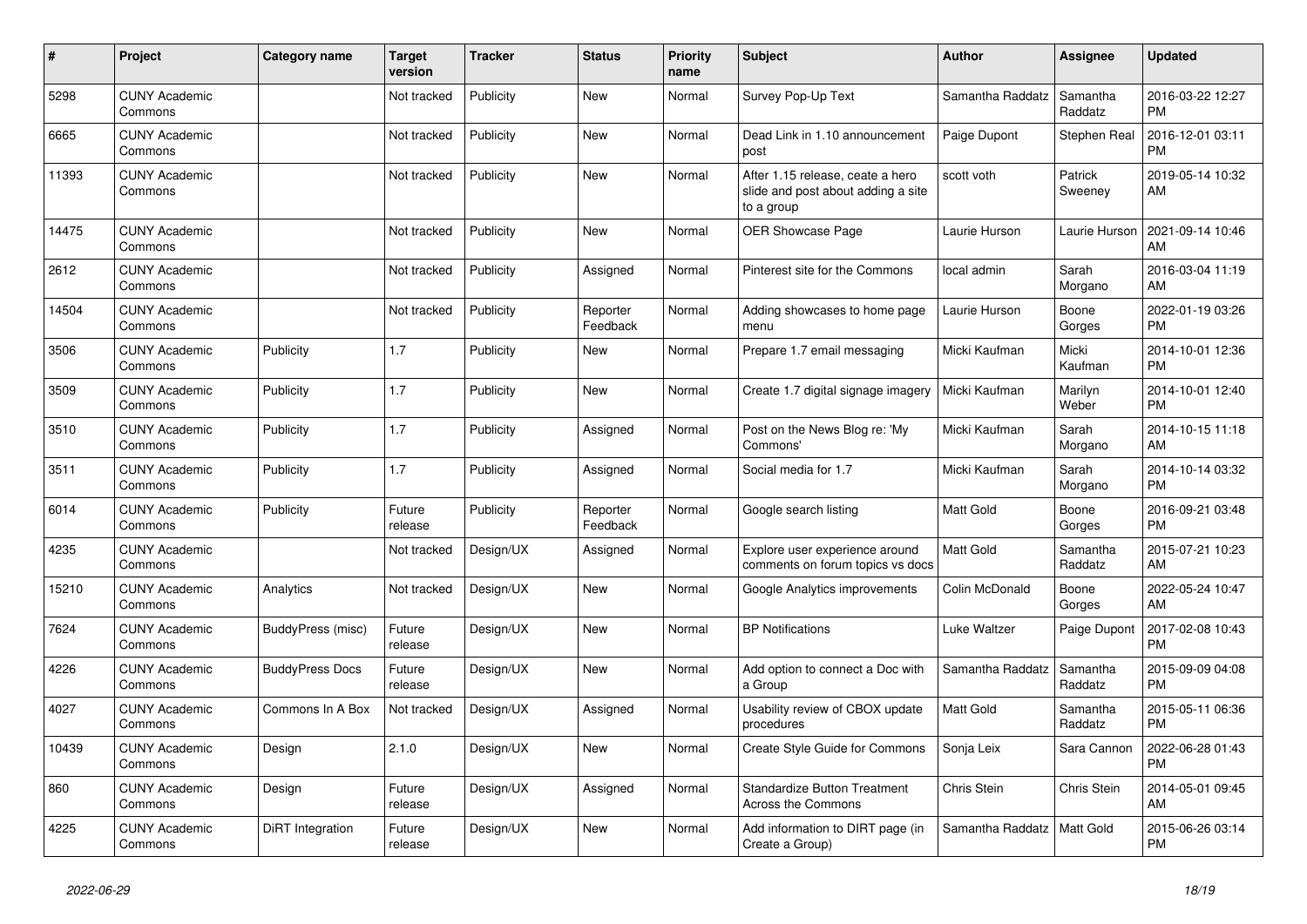| # | Project | Category name | Target version | Tracker | Status | Priority name | Subject | Author | Assignee | Updated |
|---|---|---|---|---|---|---|---|---|---|---|
| 5298 | CUNY Academic Commons | | Not tracked | Publicity | New | Normal | Survey Pop-Up Text | Samantha Raddatz | Samantha Raddatz | 2016-03-22 12:27 PM |
| 6665 | CUNY Academic Commons | | Not tracked | Publicity | New | Normal | Dead Link in 1.10 announcement post | Paige Dupont | Stephen Real | 2016-12-01 03:11 PM |
| 11393 | CUNY Academic Commons | | Not tracked | Publicity | New | Normal | After 1.15 release, ceate a hero slide and post about adding a site to a group | scott voth | Patrick Sweeney | 2019-05-14 10:32 AM |
| 14475 | CUNY Academic Commons | | Not tracked | Publicity | New | Normal | OER Showcase Page | Laurie Hurson | Laurie Hurson | 2021-09-14 10:46 AM |
| 2612 | CUNY Academic Commons | | Not tracked | Publicity | Assigned | Normal | Pinterest site for the Commons | local admin | Sarah Morgano | 2016-03-04 11:19 AM |
| 14504 | CUNY Academic Commons | | Not tracked | Publicity | Reporter Feedback | Normal | Adding showcases to home page menu | Laurie Hurson | Boone Gorges | 2022-01-19 03:26 PM |
| 3506 | CUNY Academic Commons | Publicity | 1.7 | Publicity | New | Normal | Prepare 1.7 email messaging | Micki Kaufman | Micki Kaufman | 2014-10-01 12:36 PM |
| 3509 | CUNY Academic Commons | Publicity | 1.7 | Publicity | New | Normal | Create 1.7 digital signage imagery | Micki Kaufman | Marilyn Weber | 2014-10-01 12:40 PM |
| 3510 | CUNY Academic Commons | Publicity | 1.7 | Publicity | Assigned | Normal | Post on the News Blog re: 'My Commons' | Micki Kaufman | Sarah Morgano | 2014-10-15 11:18 AM |
| 3511 | CUNY Academic Commons | Publicity | 1.7 | Publicity | Assigned | Normal | Social media for 1.7 | Micki Kaufman | Sarah Morgano | 2014-10-14 03:32 PM |
| 6014 | CUNY Academic Commons | Publicity | Future release | Publicity | Reporter Feedback | Normal | Google search listing | Matt Gold | Boone Gorges | 2016-09-21 03:48 PM |
| 4235 | CUNY Academic Commons | | Not tracked | Design/UX | Assigned | Normal | Explore user experience around comments on forum topics vs docs | Matt Gold | Samantha Raddatz | 2015-07-21 10:23 AM |
| 15210 | CUNY Academic Commons | Analytics | Not tracked | Design/UX | New | Normal | Google Analytics improvements | Colin McDonald | Boone Gorges | 2022-05-24 10:47 AM |
| 7624 | CUNY Academic Commons | BuddyPress (misc) | Future release | Design/UX | New | Normal | BP Notifications | Luke Waltzer | Paige Dupont | 2017-02-08 10:43 PM |
| 4226 | CUNY Academic Commons | BuddyPress Docs | Future release | Design/UX | New | Normal | Add option to connect a Doc with a Group | Samantha Raddatz | Samantha Raddatz | 2015-09-09 04:08 PM |
| 4027 | CUNY Academic Commons | Commons In A Box | Not tracked | Design/UX | Assigned | Normal | Usability review of CBOX update procedures | Matt Gold | Samantha Raddatz | 2015-05-11 06:36 PM |
| 10439 | CUNY Academic Commons | Design | 2.1.0 | Design/UX | New | Normal | Create Style Guide for Commons | Sonja Leix | Sara Cannon | 2022-06-28 01:43 PM |
| 860 | CUNY Academic Commons | Design | Future release | Design/UX | Assigned | Normal | Standardize Button Treatment Across the Commons | Chris Stein | Chris Stein | 2014-05-01 09:45 AM |
| 4225 | CUNY Academic Commons | DiRT Integration | Future release | Design/UX | New | Normal | Add information to DIRT page (in Create a Group) | Samantha Raddatz | Matt Gold | 2015-06-26 03:14 PM |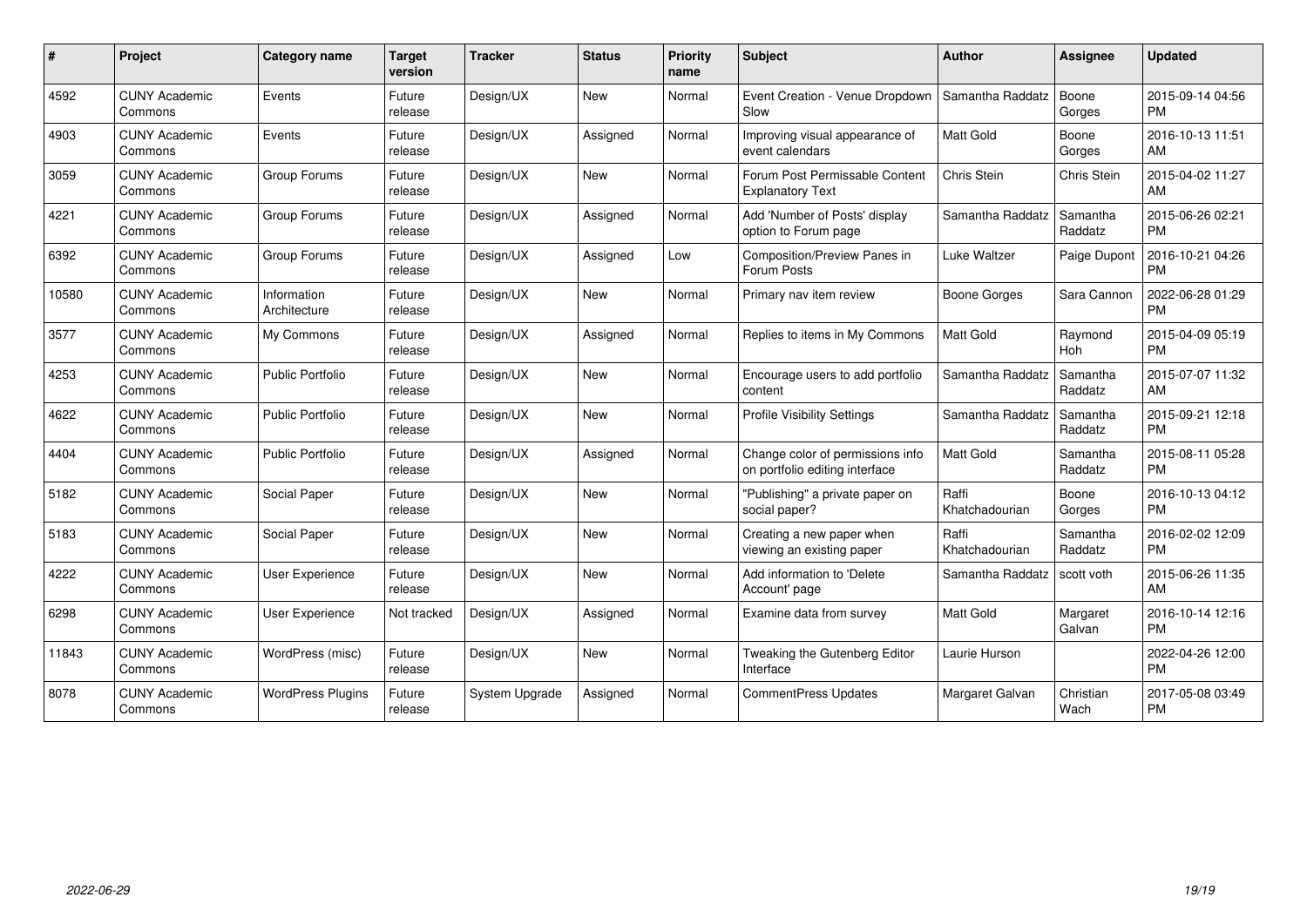| # | Project | Category name | Target version | Tracker | Status | Priority name | Subject | Author | Assignee | Updated |
|---|---|---|---|---|---|---|---|---|---|---|
| 4592 | CUNY Academic Commons | Events | Future release | Design/UX | New | Normal | Event Creation - Venue Dropdown Slow | Samantha Raddatz | Boone Gorges | 2015-09-14 04:56 PM |
| 4903 | CUNY Academic Commons | Events | Future release | Design/UX | Assigned | Normal | Improving visual appearance of event calendars | Matt Gold | Boone Gorges | 2016-10-13 11:51 AM |
| 3059 | CUNY Academic Commons | Group Forums | Future release | Design/UX | New | Normal | Forum Post Permissable Content Explanatory Text | Chris Stein | Chris Stein | 2015-04-02 11:27 AM |
| 4221 | CUNY Academic Commons | Group Forums | Future release | Design/UX | Assigned | Normal | Add 'Number of Posts' display option to Forum page | Samantha Raddatz | Samantha Raddatz | 2015-06-26 02:21 PM |
| 6392 | CUNY Academic Commons | Group Forums | Future release | Design/UX | Assigned | Low | Composition/Preview Panes in Forum Posts | Luke Waltzer | Paige Dupont | 2016-10-21 04:26 PM |
| 10580 | CUNY Academic Commons | Information Architecture | Future release | Design/UX | New | Normal | Primary nav item review | Boone Gorges | Sara Cannon | 2022-06-28 01:29 PM |
| 3577 | CUNY Academic Commons | My Commons | Future release | Design/UX | Assigned | Normal | Replies to items in My Commons | Matt Gold | Raymond Hoh | 2015-04-09 05:19 PM |
| 4253 | CUNY Academic Commons | Public Portfolio | Future release | Design/UX | New | Normal | Encourage users to add portfolio content | Samantha Raddatz | Samantha Raddatz | 2015-07-07 11:32 AM |
| 4622 | CUNY Academic Commons | Public Portfolio | Future release | Design/UX | New | Normal | Profile Visibility Settings | Samantha Raddatz | Samantha Raddatz | 2015-09-21 12:18 PM |
| 4404 | CUNY Academic Commons | Public Portfolio | Future release | Design/UX | Assigned | Normal | Change color of permissions info on portfolio editing interface | Matt Gold | Samantha Raddatz | 2015-08-11 05:28 PM |
| 5182 | CUNY Academic Commons | Social Paper | Future release | Design/UX | New | Normal | "Publishing" a private paper on social paper? | Raffi Khatchadourian | Boone Gorges | 2016-10-13 04:12 PM |
| 5183 | CUNY Academic Commons | Social Paper | Future release | Design/UX | New | Normal | Creating a new paper when viewing an existing paper | Raffi Khatchadourian | Samantha Raddatz | 2016-02-02 12:09 PM |
| 4222 | CUNY Academic Commons | User Experience | Future release | Design/UX | New | Normal | Add information to 'Delete Account' page | Samantha Raddatz | scott voth | 2015-06-26 11:35 AM |
| 6298 | CUNY Academic Commons | User Experience | Not tracked | Design/UX | Assigned | Normal | Examine data from survey | Matt Gold | Margaret Galvan | 2016-10-14 12:16 PM |
| 11843 | CUNY Academic Commons | WordPress (misc) | Future release | Design/UX | New | Normal | Tweaking the Gutenberg Editor Interface | Laurie Hurson | | 2022-04-26 12:00 PM |
| 8078 | CUNY Academic Commons | WordPress Plugins | Future release | System Upgrade | Assigned | Normal | CommentPress Updates | Margaret Galvan | Christian Wach | 2017-05-08 03:49 PM |